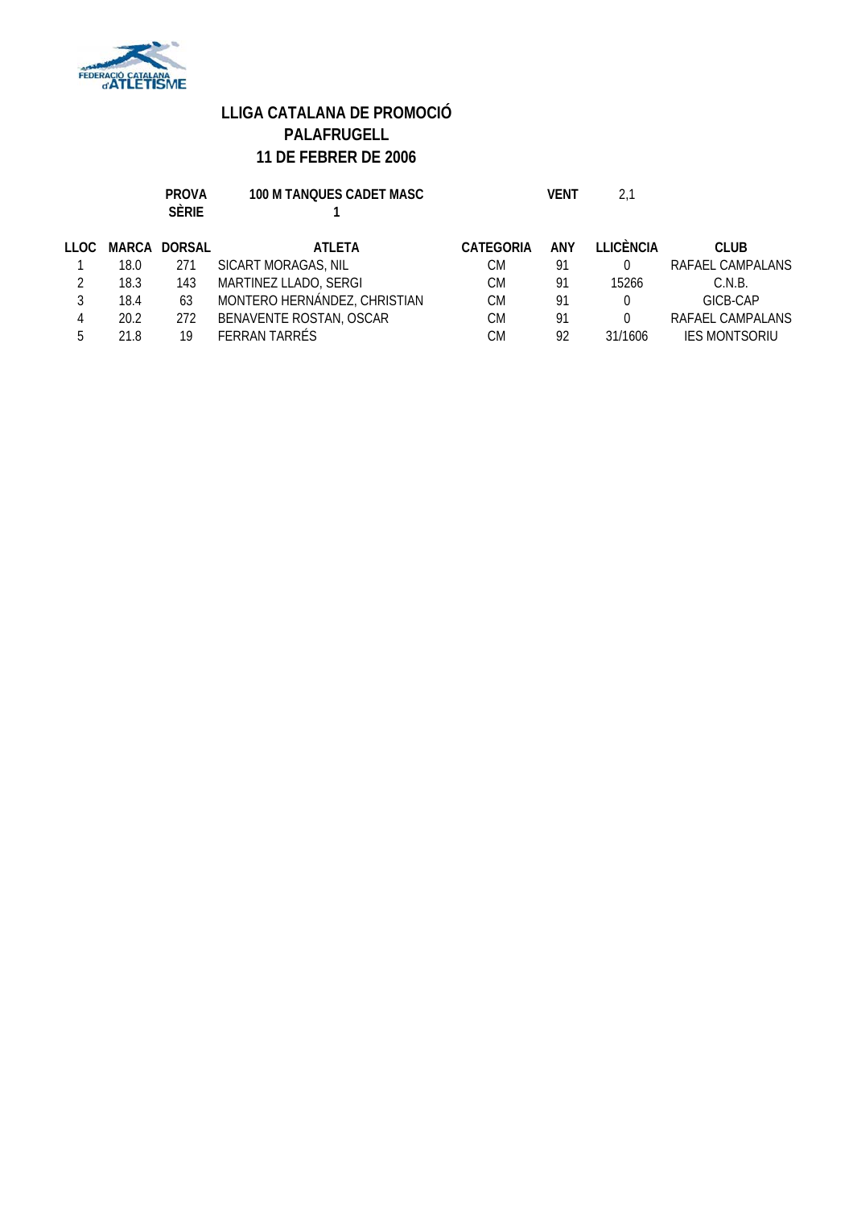# LLIGA CATALANA DE PROMOCIÓ
## PALAFRUGELL
## 11 DE FEBRER DE 2006

**PROVA** 100 M TANQUES CADET MASC **VENT** 2,1

**SÈRIE** 1

| LLOC | MARCA | DORSAL | ATLETA | CATEGORIA | ANY | LLICÈNCIA | CLUB |
|---|---|---|---|---|---|---|---|
| 1 | 18.0 | 271 | SICART MORAGAS, NIL | CM | 91 | 0 | RAFAEL CAMPALANS |
| 2 | 18.3 | 143 | MARTINEZ LLADO, SERGI | CM | 91 | 15266 | C.N.B. |
| 3 | 18.4 | 63 | MONTERO HERNÁNDEZ, CHRISTIAN | CM | 91 | 0 | GICB-CAP |
| 4 | 20.2 | 272 | BENAVENTE ROSTAN, OSCAR | CM | 91 | 0 | RAFAEL CAMPALANS |
| 5 | 21.8 | 19 | FERRAN TARRÉS | CM | 92 | 31/1606 | IES MONTSORIU |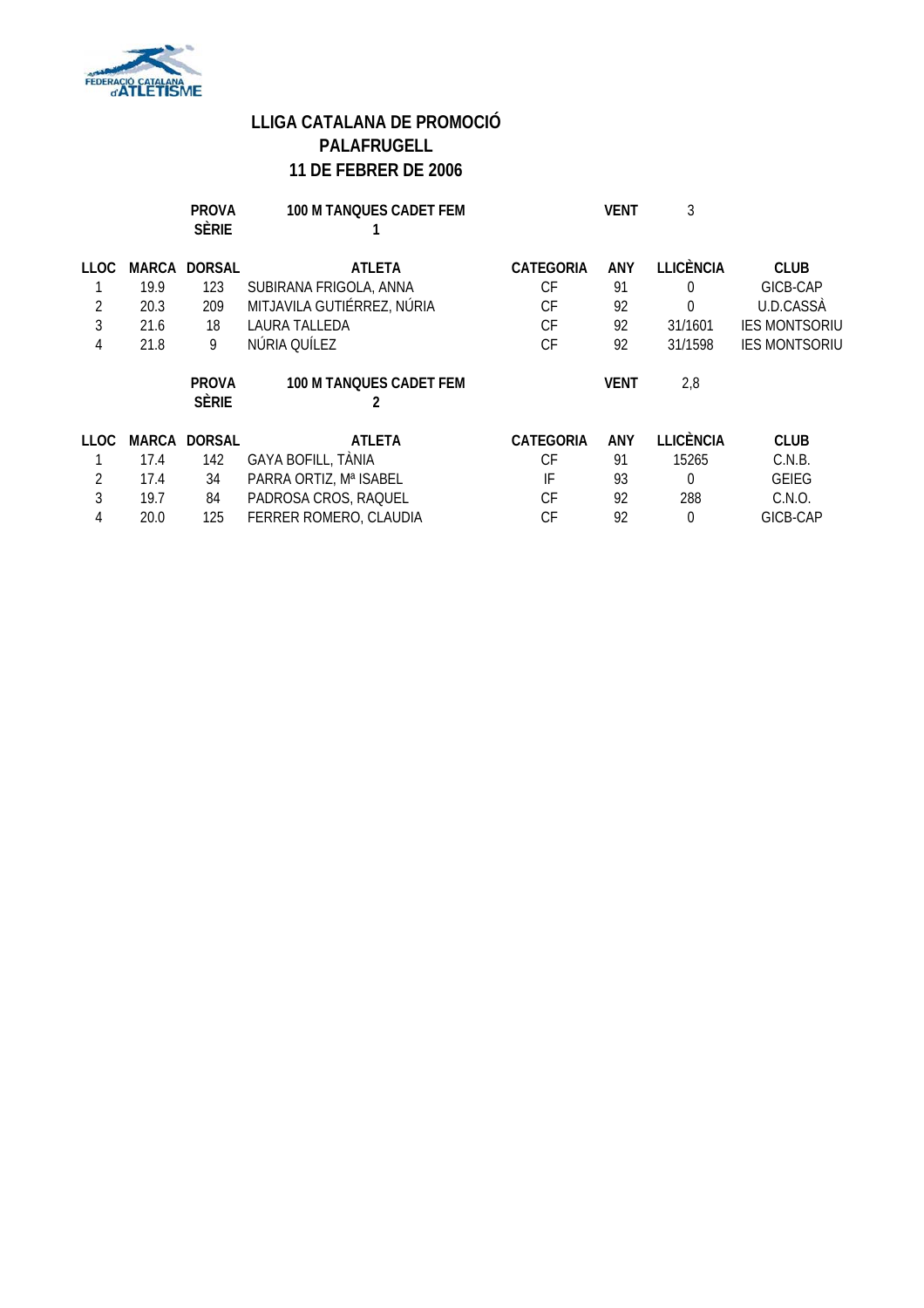# LLIGA CATALANA DE PROMOCIÓ
## PALAFRUGELL
## 11 DE FEBRER DE 2006

**PROVA** 100 M TANQUES CADET FEM — **SÈRIE** 1 — **VENT** 3

| LLOC | MARCA | DORSAL | ATLETA | CATEGORIA | ANY | LLICÈNCIA | CLUB |
|---|---|---|---|---|---|---|---|
| 1 | 19.9 | 123 | SUBIRANA FRIGOLA, ANNA | CF | 91 | 0 | GICB-CAP |
| 2 | 20.3 | 209 | MITJAVILA GUTIÉRREZ, NÚRIA | CF | 92 | 0 | U.D.CASSÀ |
| 3 | 21.6 | 18 | LAURA TALLEDA | CF | 92 | 31/1601 | IES MONTSORIU |
| 4 | 21.8 | 9 | NÚRIA QUÍLEZ | CF | 92 | 31/1598 | IES MONTSORIU |

**PROVA** 100 M TANQUES CADET FEM — **SÈRIE** 2 — **VENT** 2,8

| LLOC | MARCA | DORSAL | ATLETA | CATEGORIA | ANY | LLICÈNCIA | CLUB |
|---|---|---|---|---|---|---|---|
| 1 | 17.4 | 142 | GAYA BOFILL, TÀNIA | CF | 91 | 15265 | C.N.B. |
| 2 | 17.4 | 34 | PARRA ORTIZ, Mª ISABEL | IF | 93 | 0 | GEIEG |
| 3 | 19.7 | 84 | PADROSA CROS, RAQUEL | CF | 92 | 288 | C.N.O. |
| 4 | 20.0 | 125 | FERRER ROMERO, CLAUDIA | CF | 92 | 0 | GICB-CAP |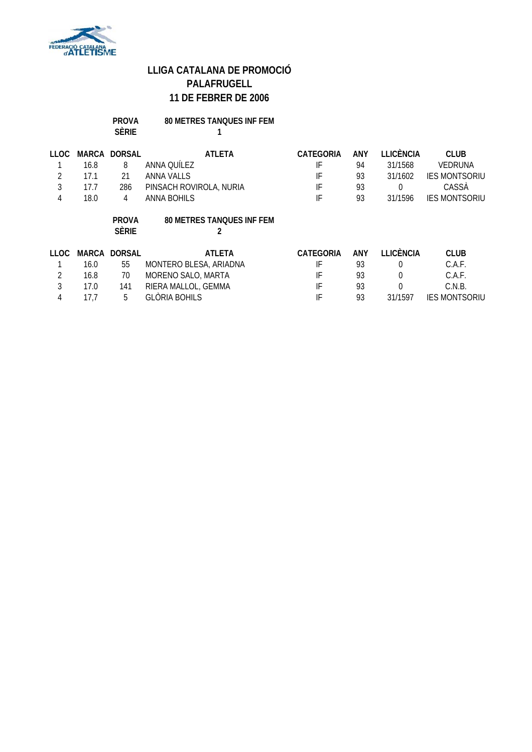# LLIGA CATALANA DE PROMOCIÓ
# PALAFRUGELL
# 11 DE FEBRER DE 2006

**PROVA** 80 METRES TANQUES INF FEM
**SÈRIE** 1

| LLOC | MARCA | DORSAL | ATLETA | CATEGORIA | ANY | LLICÈNCIA | CLUB |
|---|---|---|---|---|---|---|---|
| 1 | 16.8 | 8 | ANNA QUÍLEZ | IF | 94 | 31/1568 | VEDRUNA |
| 2 | 17.1 | 21 | ANNA VALLS | IF | 93 | 31/1602 | IES MONTSORIU |
| 3 | 17.7 | 286 | PINSACH ROVIROLA, NURIA | IF | 93 | 0 | CASSÀ |
| 4 | 18.0 | 4 | ANNA BOHILS | IF | 93 | 31/1596 | IES MONTSORIU |

**PROVA** 80 METRES TANQUES INF FEM
**SÈRIE** 2

| LLOC | MARCA | DORSAL | ATLETA | CATEGORIA | ANY | LLICÈNCIA | CLUB |
|---|---|---|---|---|---|---|---|
| 1 | 16.0 | 55 | MONTERO BLESA, ARIADNA | IF | 93 | 0 | C.A.F. |
| 2 | 16.8 | 70 | MORENO SALO, MARTA | IF | 93 | 0 | C.A.F. |
| 3 | 17.0 | 141 | RIERA MALLOL, GEMMA | IF | 93 | 0 | C.N.B. |
| 4 | 17,7 | 5 | GLÒRIA BOHILS | IF | 93 | 31/1597 | IES MONTSORIU |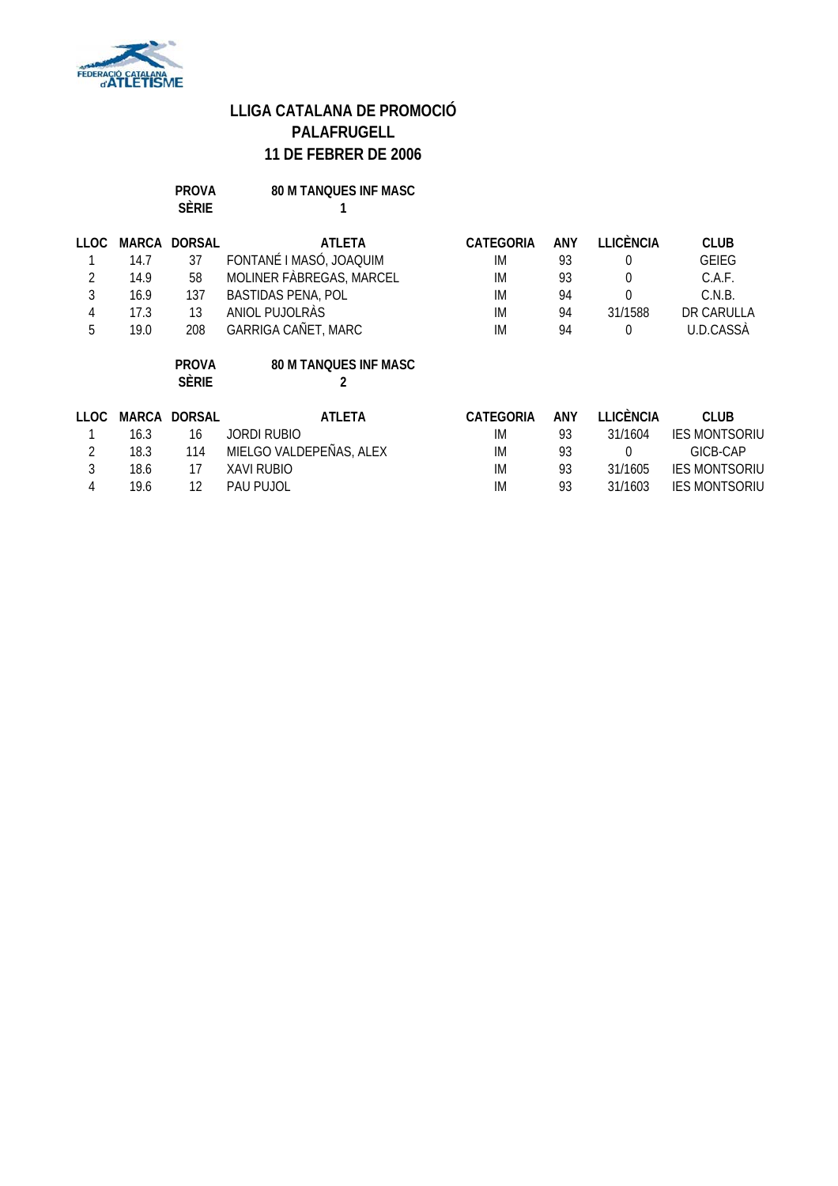# LLIGA CATALANA DE PROMOCIÓ
## PALAFRUGELL
## 11 DE FEBRER DE 2006

**PROVA** 80 M TANQUES INF MASC
**SÈRIE** 1

| LLOC | MARCA | DORSAL | ATLETA | CATEGORIA | ANY | LLICÈNCIA | CLUB |
|---|---|---|---|---|---|---|---|
| 1 | 14.7 | 37 | FONTANÉ I MASÓ, JOAQUIM | IM | 93 | 0 | GEIEG |
| 2 | 14.9 | 58 | MOLINER FÀBREGAS, MARCEL | IM | 93 | 0 | C.A.F. |
| 3 | 16.9 | 137 | BASTIDAS PENA, POL | IM | 94 | 0 | C.N.B. |
| 4 | 17.3 | 13 | ANIOL PUJOLRÀS | IM | 94 | 31/1588 | DR CARULLA |
| 5 | 19.0 | 208 | GARRIGA CAÑET, MARC | IM | 94 | 0 | U.D.CASSÀ |

**PROVA** 80 M TANQUES INF MASC
**SÈRIE** 2

| LLOC | MARCA | DORSAL | ATLETA | CATEGORIA | ANY | LLICÈNCIA | CLUB |
|---|---|---|---|---|---|---|---|
| 1 | 16.3 | 16 | JORDI RUBIO | IM | 93 | 31/1604 | IES MONTSORIU |
| 2 | 18.3 | 114 | MIELGO VALDEPEÑAS, ALEX | IM | 93 | 0 | GICB-CAP |
| 3 | 18.6 | 17 | XAVI RUBIO | IM | 93 | 31/1605 | IES MONTSORIU |
| 4 | 19.6 | 12 | PAU PUJOL | IM | 93 | 31/1603 | IES MONTSORIU |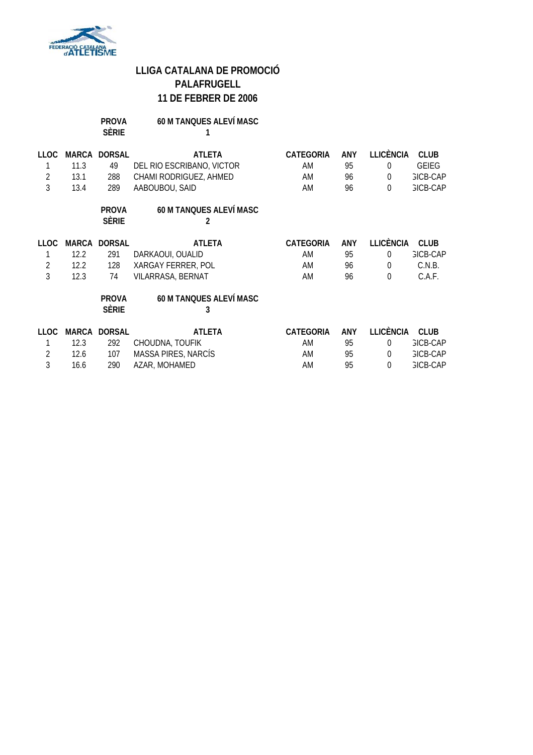# LLIGA CATALANA DE PROMOCIÓ
## PALAFRUGELL
## 11 DE FEBRER DE 2006

**PROVA** 60 M TANQUES ALEVÍ MASC
**SÈRIE** 1

| LLOC | MARCA | DORSAL | ATLETA | CATEGORIA | ANY | LLICÈNCIA | CLUB |
|---|---|---|---|---|---|---|---|
| 1 | 11.3 | 49 | DEL RIO ESCRIBANO, VICTOR | AM | 95 | 0 | GEIEG |
| 2 | 13.1 | 288 | CHAMI RODRIGUEZ, AHMED | AM | 96 | 0 | GICB-CAP |
| 3 | 13.4 | 289 | AABOUBOU, SAID | AM | 96 | 0 | GICB-CAP |

**PROVA** 60 M TANQUES ALEVÍ MASC
**SÈRIE** 2

| LLOC | MARCA | DORSAL | ATLETA | CATEGORIA | ANY | LLICÈNCIA | CLUB |
|---|---|---|---|---|---|---|---|
| 1 | 12.2 | 291 | DARKAOUI, OUALID | AM | 95 | 0 | GICB-CAP |
| 2 | 12.2 | 128 | XARGAY FERRER, POL | AM | 96 | 0 | C.N.B. |
| 3 | 12.3 | 74 | VILARRASA, BERNAT | AM | 96 | 0 | C.A.F. |

**PROVA** 60 M TANQUES ALEVÍ MASC
**SÈRIE** 3

| LLOC | MARCA | DORSAL | ATLETA | CATEGORIA | ANY | LLICÈNCIA | CLUB |
|---|---|---|---|---|---|---|---|
| 1 | 12.3 | 292 | CHOUDNA, TOUFIK | AM | 95 | 0 | GICB-CAP |
| 2 | 12.6 | 107 | MASSA PIRES, NARCÍS | AM | 95 | 0 | GICB-CAP |
| 3 | 16.6 | 290 | AZAR, MOHAMED | AM | 95 | 0 | GICB-CAP |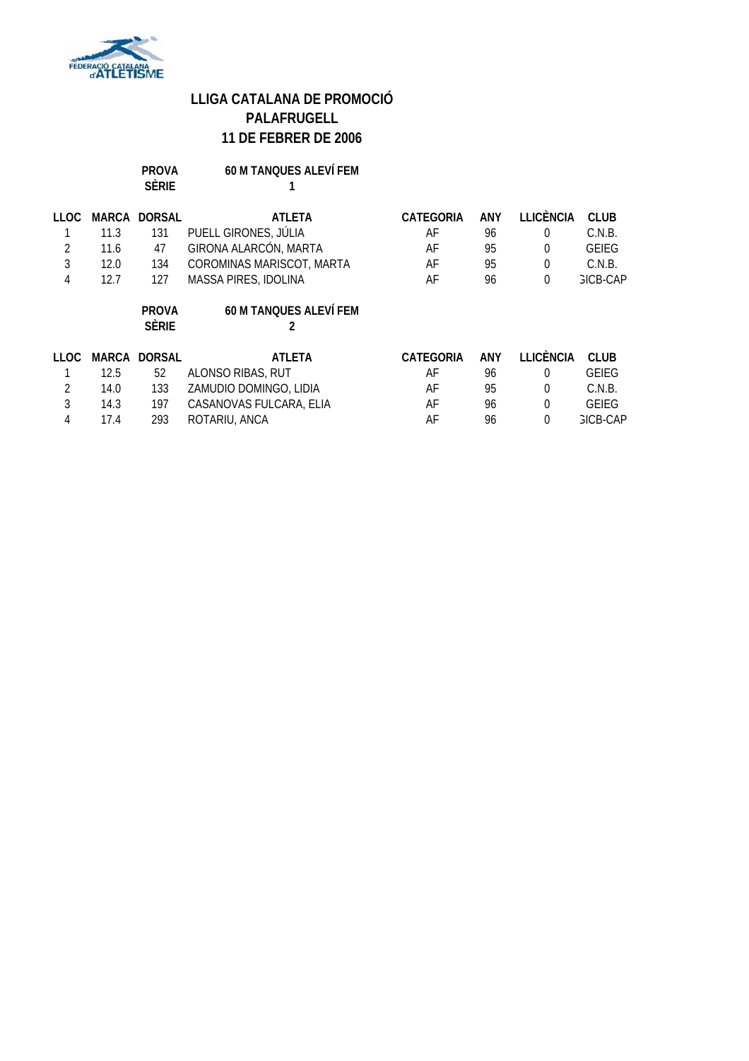# LLIGA CATALANA DE PROMOCIÓ
# PALAFRUGELL
# 11 DE FEBRER DE 2006

**PROVA** 60 M TANQUES ALEVÍ FEM
**SÈRIE** 1

| LLOC | MARCA | DORSAL | ATLETA | CATEGORIA | ANY | LLICÈNCIA | CLUB |
|---|---|---|---|---|---|---|---|
| 1 | 11.3 | 131 | PUELL GIRONES, JÚLIA | AF | 96 | 0 | C.N.B. |
| 2 | 11.6 | 47 | GIRONA ALARCÓN, MARTA | AF | 95 | 0 | GEIEG |
| 3 | 12.0 | 134 | COROMINAS MARISCOT, MARTA | AF | 95 | 0 | C.N.B. |
| 4 | 12.7 | 127 | MASSA PIRES, IDOLINA | AF | 96 | 0 | GICB-CAP |

**PROVA** 60 M TANQUES ALEVÍ FEM
**SÈRIE** 2

| LLOC | MARCA | DORSAL | ATLETA | CATEGORIA | ANY | LLICÈNCIA | CLUB |
|---|---|---|---|---|---|---|---|
| 1 | 12.5 | 52 | ALONSO RIBAS, RUT | AF | 96 | 0 | GEIEG |
| 2 | 14.0 | 133 | ZAMUDIO DOMINGO, LIDIA | AF | 95 | 0 | C.N.B. |
| 3 | 14.3 | 197 | CASANOVAS FULCARA, ELIA | AF | 96 | 0 | GEIEG |
| 4 | 17.4 | 293 | ROTARIU, ANCA | AF | 96 | 0 | GICB-CAP |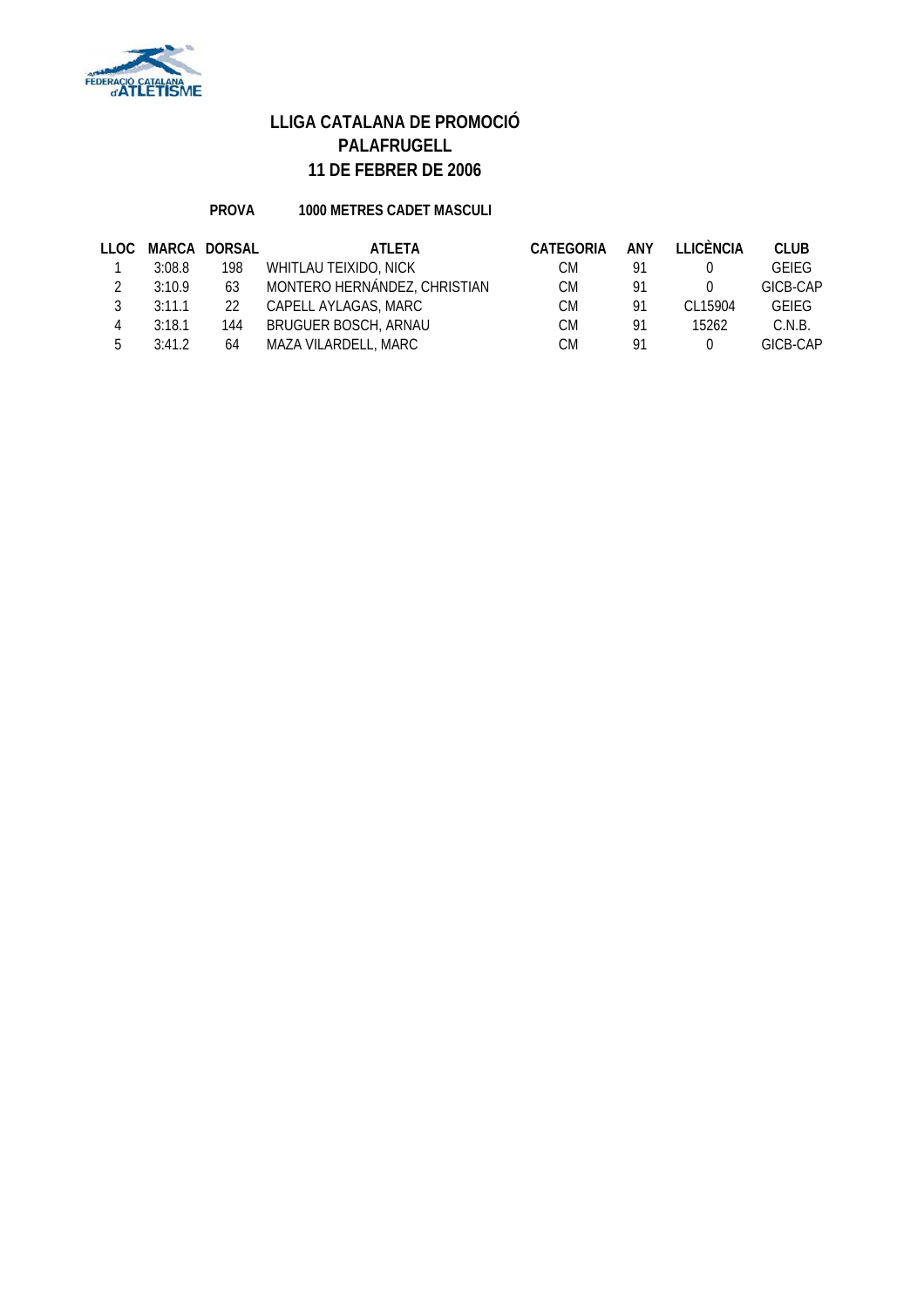# LLIGA CATALANA DE PROMOCIÓ
## PALAFRUGELL
## 11 DE FEBRER DE 2006

**PROVA** **1000 METRES CADET MASCULI**

| LLOC | MARCA | DORSAL | ATLETA | CATEGORIA | ANY | LLICÈNCIA | CLUB |
|---|---|---|---|---|---|---|---|
| 1 | 3:08.8 | 198 | WHITLAU TEIXIDO, NICK | CM | 91 | 0 | GEIEG |
| 2 | 3:10.9 | 63 | MONTERO HERNÁNDEZ, CHRISTIAN | CM | 91 | 0 | GICB-CAP |
| 3 | 3:11.1 | 22 | CAPELL AYLAGAS, MARC | CM | 91 | CL15904 | GEIEG |
| 4 | 3:18.1 | 144 | BRUGUER BOSCH, ARNAU | CM | 91 | 15262 | C.N.B. |
| 5 | 3:41.2 | 64 | MAZA VILARDELL, MARC | CM | 91 | 0 | GICB-CAP |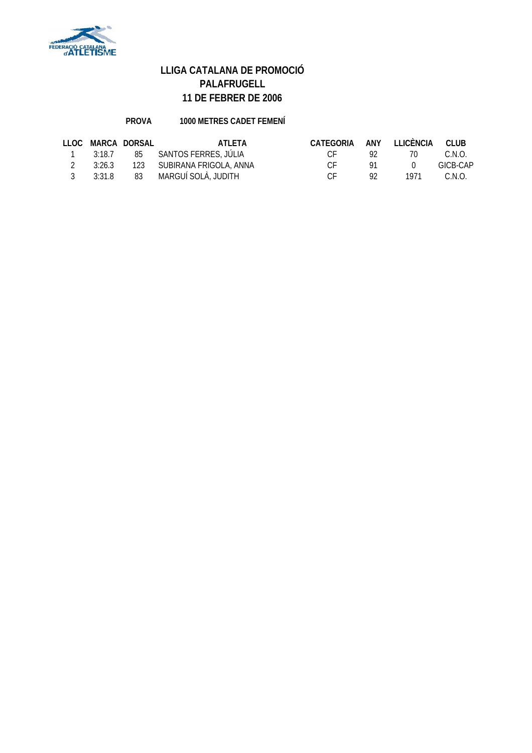# LLIGA CATALANA DE PROMOCIÓ
## PALAFRUGELL
## 11 DE FEBRER DE 2006

**PROVA** **1000 METRES CADET FEMENÍ**

| LLOC | MARCA | DORSAL | ATLETA | CATEGORIA | ANY | LLICÈNCIA | CLUB |
|---|---|---|---|---|---|---|---|
| 1 | 3:18.7 | 85 | SANTOS FERRES, JÚLIA | CF | 92 | 70 | C.N.O. |
| 2 | 3:26.3 | 123 | SUBIRANA FRIGOLA, ANNA | CF | 91 | 0 | GICB-CAP |
| 3 | 3:31.8 | 83 | MARGUÍ SOLÀ, JUDITH | CF | 92 | 1971 | C.N.O. |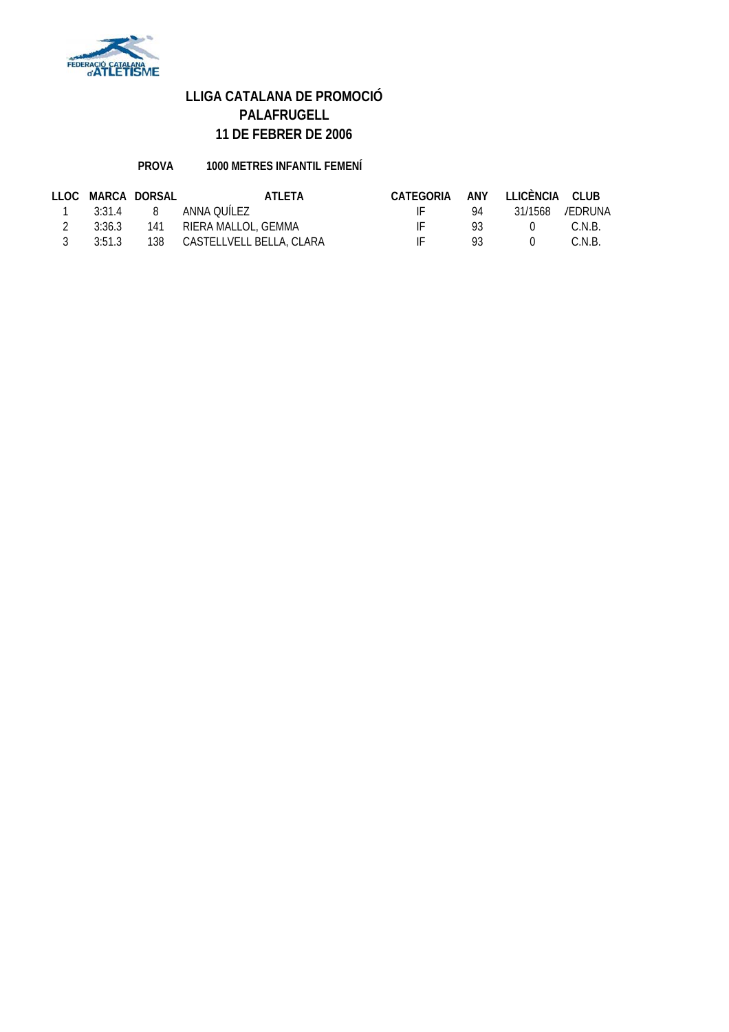# LLIGA CATALANA DE PROMOCIÓ
## PALAFRUGELL
## 11 DE FEBRER DE 2006

**PROVA** **1000 METRES INFANTIL FEMENÍ**

| LLOC | MARCA | DORSAL | ATLETA | CATEGORIA | ANY | LLICÈNCIA | CLUB |
|---|---|---|---|---|---|---|---|
| 1 | 3:31.4 | 8 | ANNA QUÍLEZ | IF | 94 | 31/1568 | /EDRUNA |
| 2 | 3:36.3 | 141 | RIERA MALLOL, GEMMA | IF | 93 | 0 | C.N.B. |
| 3 | 3:51.3 | 138 | CASTELLVELL BELLA, CLARA | IF | 93 | 0 | C.N.B. |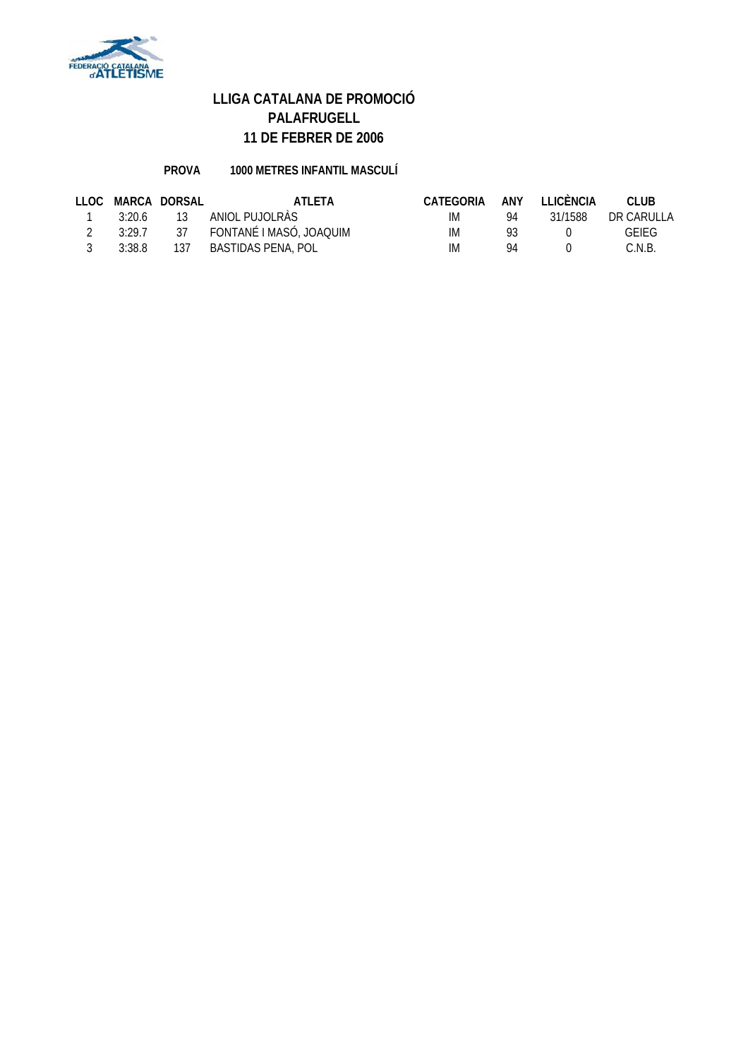# LLIGA CATALANA DE PROMOCIÓ
## PALAFRUGELL
## 11 DE FEBRER DE 2006

**PROVA** **1000 METRES INFANTIL MASCULÍ**

| LLOC | MARCA | DORSAL | ATLETA | CATEGORIA | ANY | LLICÈNCIA | CLUB |
|---|---|---|---|---|---|---|---|
| 1 | 3:20.6 | 13 | ANIOL PUJOLRÀS | IM | 94 | 31/1588 | DR CARULLA |
| 2 | 3:29.7 | 37 | FONTANÉ I MASÓ, JOAQUIM | IM | 93 | 0 | GEIEG |
| 3 | 3:38.8 | 137 | BASTIDAS PENA, POL | IM | 94 | 0 | C.N.B. |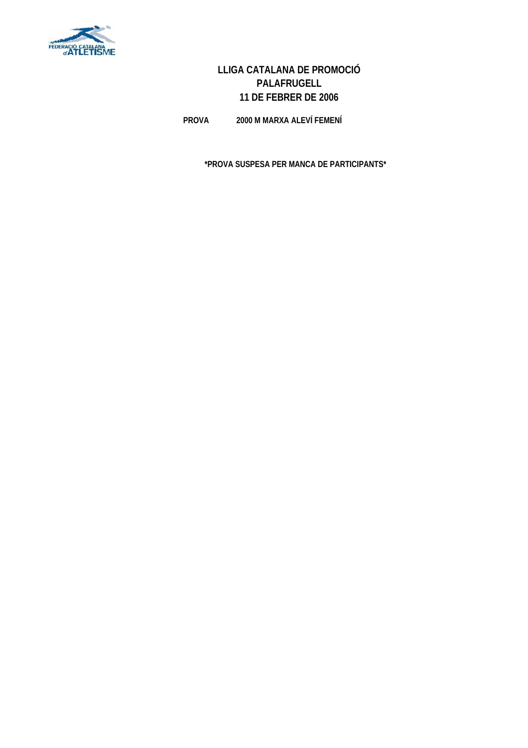# LLIGA CATALANA DE PROMOCIÓ
## PALAFRUGELL
## 11 DE FEBRER DE 2006

**PROVA** **2000 M MARXA ALEVÍ FEMENÍ**

**\*PROVA SUSPESA PER MANCA DE PARTICIPANTS\***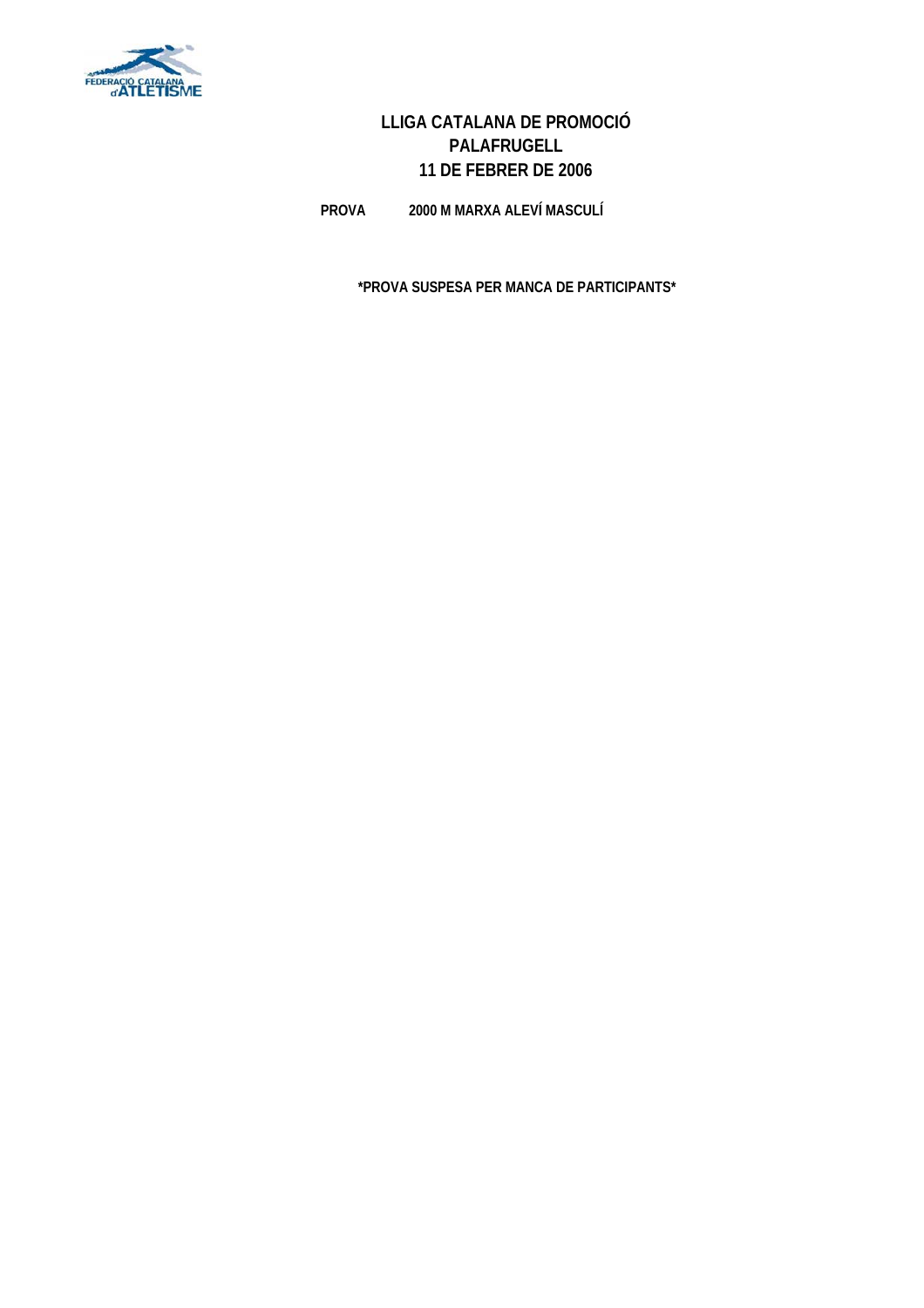# LLIGA CATALANA DE PROMOCIÓ
# PALAFRUGELL
# 11 DE FEBRER DE 2006

**PROVA** **2000 M MARXA ALEVÍ MASCULÍ**

***PROVA SUSPESA PER MANCA DE PARTICIPANTS***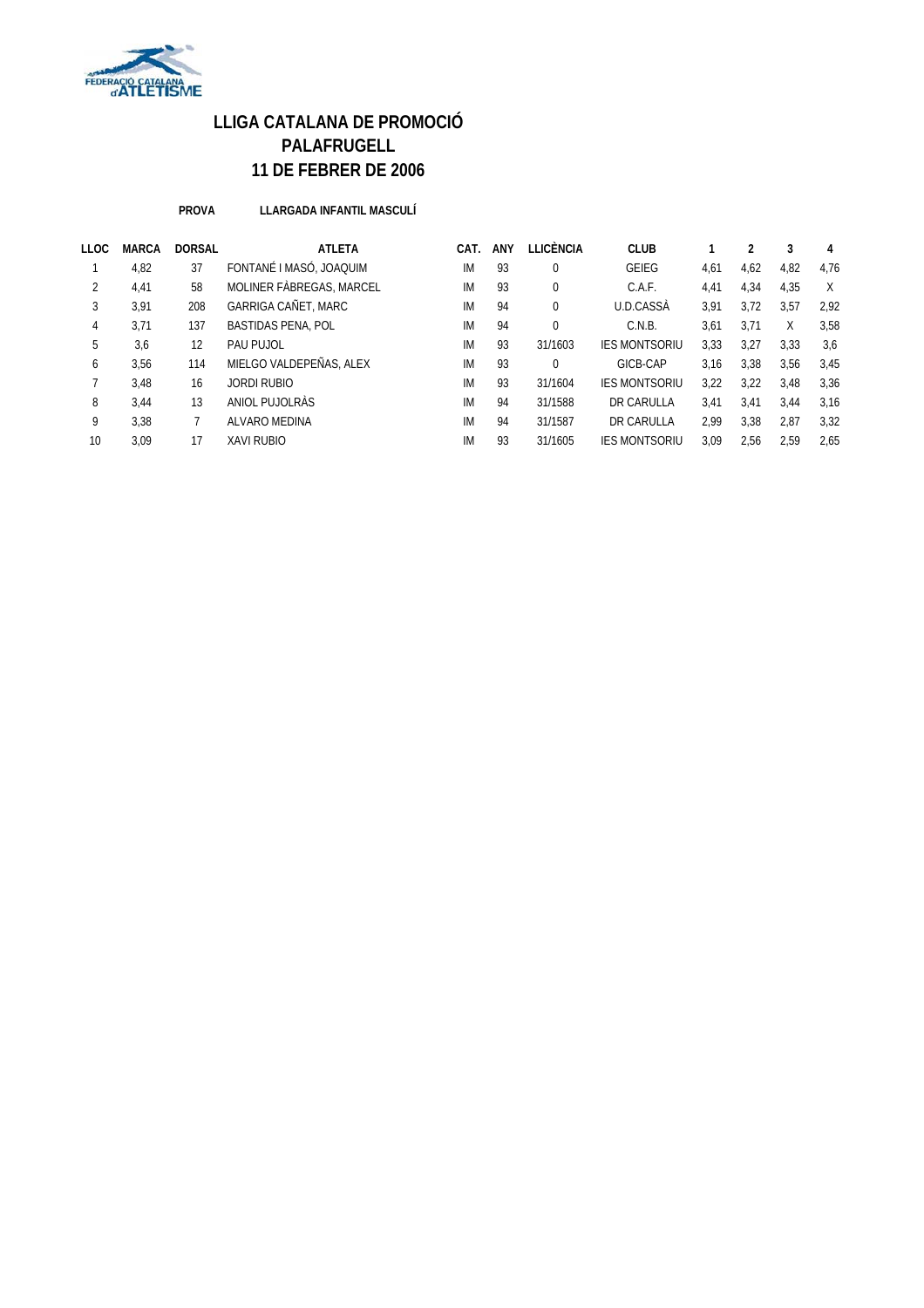# LLIGA CATALANA DE PROMOCIÓ
## PALAFRUGELL
## 11 DE FEBRER DE 2006

**PROVA** **LLARGADA INFANTIL MASCULÍ**

| LLOC | MARCA | DORSAL | ATLETA | CAT. | ANY | LLICÈNCIA | CLUB | 1 | 2 | 3 | 4 |
|---|---|---|---|---|---|---|---|---|---|---|---|
| 1 | 4,82 | 37 | FONTANÉ I MASÓ, JOAQUIM | IM | 93 | 0 | GEIEG | 4,61 | 4,62 | 4,82 | 4,76 |
| 2 | 4,41 | 58 | MOLINER FÀBREGAS, MARCEL | IM | 93 | 0 | C.A.F. | 4,41 | 4,34 | 4,35 | X |
| 3 | 3,91 | 208 | GARRIGA CAÑET, MARC | IM | 94 | 0 | U.D.CASSÀ | 3,91 | 3,72 | 3,57 | 2,92 |
| 4 | 3,71 | 137 | BASTIDAS PENA, POL | IM | 94 | 0 | C.N.B. | 3,61 | 3,71 | X | 3,58 |
| 5 | 3,6 | 12 | PAU PUJOL | IM | 93 | 31/1603 | IES MONTSORIU | 3,33 | 3,27 | 3,33 | 3,6 |
| 6 | 3,56 | 114 | MIELGO VALDEPEÑAS, ALEX | IM | 93 | 0 | GICB-CAP | 3,16 | 3,38 | 3,56 | 3,45 |
| 7 | 3,48 | 16 | JORDI RUBIO | IM | 93 | 31/1604 | IES MONTSORIU | 3,22 | 3,22 | 3,48 | 3,36 |
| 8 | 3,44 | 13 | ANIOL PUJOLRÀS | IM | 94 | 31/1588 | DR CARULLA | 3,41 | 3,41 | 3,44 | 3,16 |
| 9 | 3,38 | 7 | ALVARO MEDINA | IM | 94 | 31/1587 | DR CARULLA | 2,99 | 3,38 | 2,87 | 3,32 |
| 10 | 3,09 | 17 | XAVI RUBIO | IM | 93 | 31/1605 | IES MONTSORIU | 3,09 | 2,56 | 2,59 | 2,65 |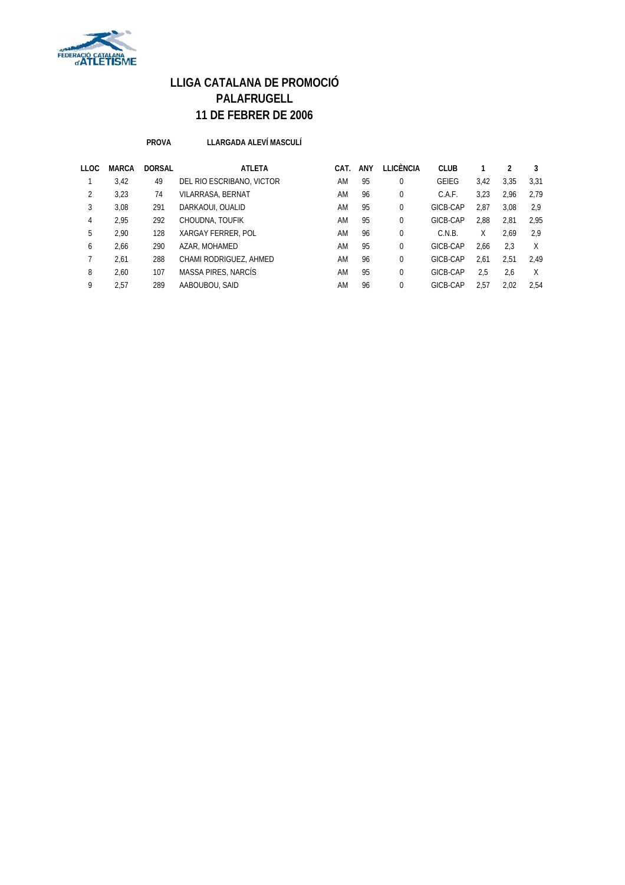# LLIGA CATALANA DE PROMOCIÓ
## PALAFRUGELL
## 11 DE FEBRER DE 2006

**PROVA** LLARGADA ALEVÍ MASCULÍ

| LLOC | MARCA | DORSAL | ATLETA | CAT. | ANY | LLICÈNCIA | CLUB | 1 | 2 | 3 |
|---|---|---|---|---|---|---|---|---|---|---|
| 1 | 3,42 | 49 | DEL RIO ESCRIBANO, VICTOR | AM | 95 | 0 | GEIEG | 3,42 | 3,35 | 3,31 |
| 2 | 3,23 | 74 | VILARRASA, BERNAT | AM | 96 | 0 | C.A.F. | 3,23 | 2,96 | 2,79 |
| 3 | 3,08 | 291 | DARKAOUI, OUALID | AM | 95 | 0 | GICB-CAP | 2,87 | 3,08 | 2,9 |
| 4 | 2,95 | 292 | CHOUDNA, TOUFIK | AM | 95 | 0 | GICB-CAP | 2,88 | 2,81 | 2,95 |
| 5 | 2,90 | 128 | XARGAY FERRER, POL | AM | 96 | 0 | C.N.B. | X | 2,69 | 2,9 |
| 6 | 2,66 | 290 | AZAR, MOHAMED | AM | 95 | 0 | GICB-CAP | 2,66 | 2,3 | X |
| 7 | 2,61 | 288 | CHAMI RODRIGUEZ, AHMED | AM | 96 | 0 | GICB-CAP | 2,61 | 2,51 | 2,49 |
| 8 | 2,60 | 107 | MASSA PIRES, NARCÍS | AM | 95 | 0 | GICB-CAP | 2,5 | 2,6 | X |
| 9 | 2,57 | 289 | AABOUBOU, SAID | AM | 96 | 0 | GICB-CAP | 2,57 | 2,02 | 2,54 |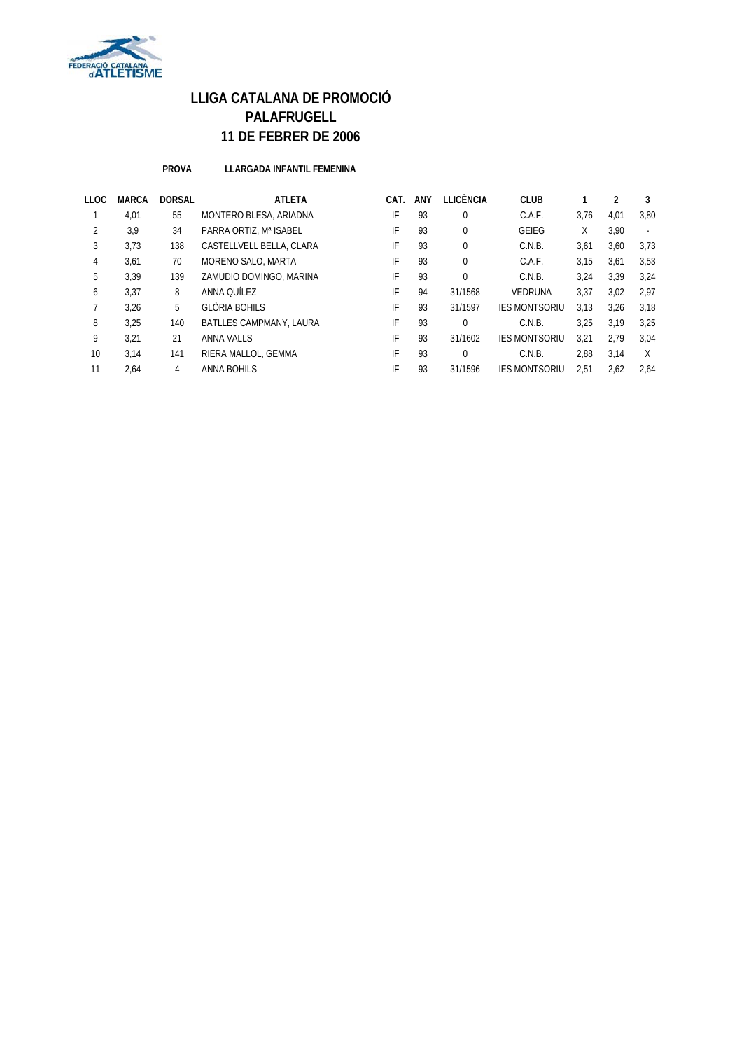# LLIGA CATALANA DE PROMOCIÓ
# PALAFRUGELL
# 11 DE FEBRER DE 2006

**PROVA** **LLARGADA INFANTIL FEMENINA**

| LLOC | MARCA | DORSAL | ATLETA | CAT. | ANY | LLICÈNCIA | CLUB | 1 | 2 | 3 |
|---|---|---|---|---|---|---|---|---|---|---|
| 1 | 4,01 | 55 | MONTERO BLESA, ARIADNA | IF | 93 | 0 | C.A.F. | 3,76 | 4,01 | 3,80 |
| 2 | 3,9 | 34 | PARRA ORTIZ, Mª ISABEL | IF | 93 | 0 | GEIEG | X | 3,90 | - |
| 3 | 3,73 | 138 | CASTELLVELL BELLA, CLARA | IF | 93 | 0 | C.N.B. | 3,61 | 3,60 | 3,73 |
| 4 | 3,61 | 70 | MORENO SALO, MARTA | IF | 93 | 0 | C.A.F. | 3,15 | 3,61 | 3,53 |
| 5 | 3,39 | 139 | ZAMUDIO DOMINGO, MARINA | IF | 93 | 0 | C.N.B. | 3,24 | 3,39 | 3,24 |
| 6 | 3,37 | 8 | ANNA QUÍLEZ | IF | 94 | 31/1568 | VEDRUNA | 3,37 | 3,02 | 2,97 |
| 7 | 3,26 | 5 | GLÒRIA BOHILS | IF | 93 | 31/1597 | IES MONTSORIU | 3,13 | 3,26 | 3,18 |
| 8 | 3,25 | 140 | BATLLES CAMPMANY, LAURA | IF | 93 | 0 | C.N.B. | 3,25 | 3,19 | 3,25 |
| 9 | 3,21 | 21 | ANNA VALLS | IF | 93 | 31/1602 | IES MONTSORIU | 3,21 | 2,79 | 3,04 |
| 10 | 3,14 | 141 | RIERA MALLOL, GEMMA | IF | 93 | 0 | C.N.B. | 2,88 | 3,14 | X |
| 11 | 2,64 | 4 | ANNA BOHILS | IF | 93 | 31/1596 | IES MONTSORIU | 2,51 | 2,62 | 2,64 |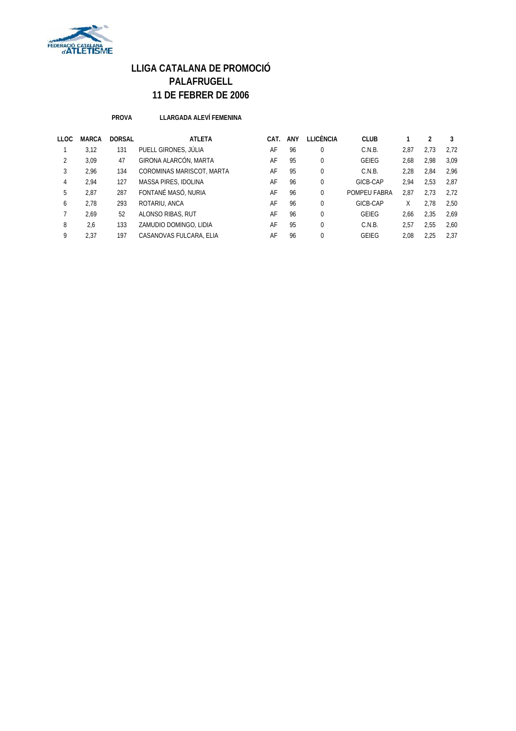# LLIGA CATALANA DE PROMOCIÓ
# PALAFRUGELL
# 11 DE FEBRER DE 2006

**PROVA** **LLARGADA ALEVÍ FEMENINA**

| LLOC | MARCA | DORSAL | ATLETA | CAT. | ANY | LLICÈNCIA | CLUB | 1 | 2 | 3 |
|---|---|---|---|---|---|---|---|---|---|---|
| 1 | 3,12 | 131 | PUELL GIRONES, JÚLIA | AF | 96 | 0 | C.N.B. | 2,87 | 2,73 | 2,72 |
| 2 | 3,09 | 47 | GIRONA ALARCÓN, MARTA | AF | 95 | 0 | GEIEG | 2,68 | 2,98 | 3,09 |
| 3 | 2,96 | 134 | COROMINAS MARISCOT, MARTA | AF | 95 | 0 | C.N.B. | 2,28 | 2,84 | 2,96 |
| 4 | 2,94 | 127 | MASSA PIRES, IDOLINA | AF | 96 | 0 | GICB-CAP | 2,94 | 2,53 | 2,87 |
| 5 | 2,87 | 287 | FONTANÉ MASÓ, NURIA | AF | 96 | 0 | POMPEU FABRA | 2,87 | 2,73 | 2,72 |
| 6 | 2,78 | 293 | ROTARIU, ANCA | AF | 96 | 0 | GICB-CAP | X | 2,78 | 2,50 |
| 7 | 2,69 | 52 | ALONSO RIBAS, RUT | AF | 96 | 0 | GEIEG | 2,66 | 2,35 | 2,69 |
| 8 | 2,6 | 133 | ZAMUDIO DOMINGO, LIDIA | AF | 95 | 0 | C.N.B. | 2,57 | 2,55 | 2,60 |
| 9 | 2,37 | 197 | CASANOVAS FULCARA, ELIA | AF | 96 | 0 | GEIEG | 2,08 | 2,25 | 2,37 |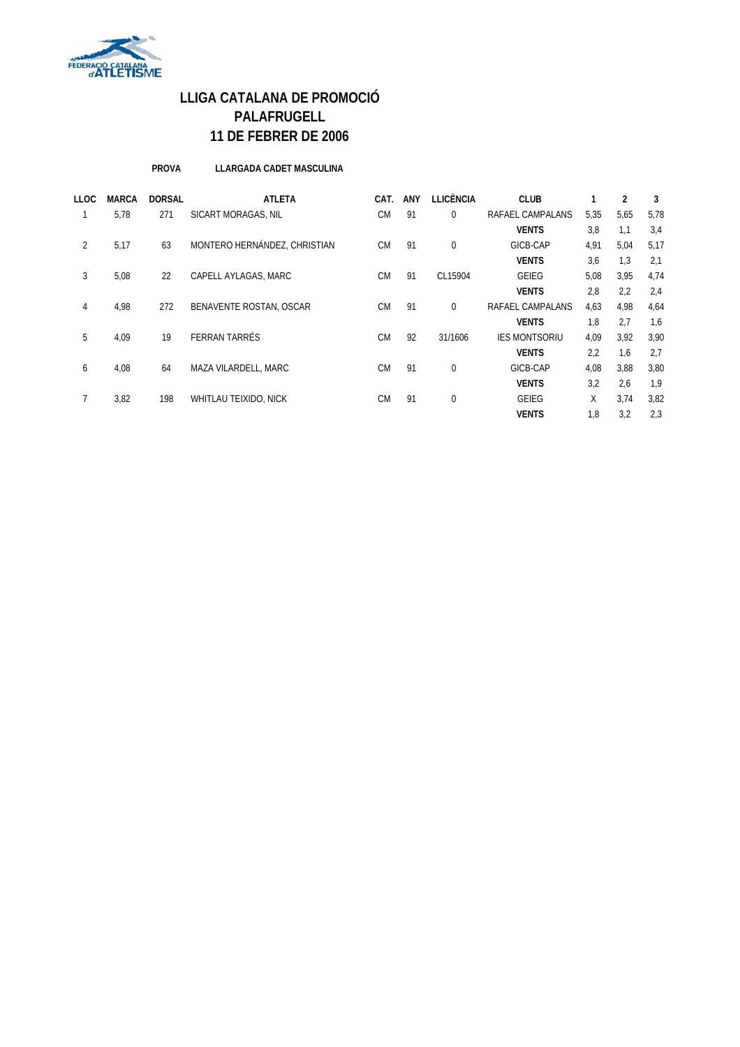# LLIGA CATALANA DE PROMOCIÓ
## PALAFRUGELL
## 11 DE FEBRER DE 2006

**PROVA** **LLARGADA CADET MASCULINA**

| LLOC | MARCA | DORSAL | ATLETA | CAT. | ANY | LLICÈNCIA | CLUB | 1 | 2 | 3 |
|---|---|---|---|---|---|---|---|---|---|---|
| 1 | 5,78 | 271 | SICART MORAGAS, NIL | CM | 91 | 0 | RAFAEL CAMPALANS | 5,35 | 5,65 | 5,78 |
| | | | | | | | **VENTS** | 3,8 | 1,1 | 3,4 |
| 2 | 5,17 | 63 | MONTERO HERNÁNDEZ, CHRISTIAN | CM | 91 | 0 | GICB-CAP | 4,91 | 5,04 | 5,17 |
| | | | | | | | **VENTS** | 3,6 | 1,3 | 2,1 |
| 3 | 5,08 | 22 | CAPELL AYLAGAS, MARC | CM | 91 | CL15904 | GEIEG | 5,08 | 3,95 | 4,74 |
| | | | | | | | **VENTS** | 2,8 | 2,2 | 2,4 |
| 4 | 4,98 | 272 | BENAVENTE ROSTAN, OSCAR | CM | 91 | 0 | RAFAEL CAMPALANS | 4,63 | 4,98 | 4,64 |
| | | | | | | | **VENTS** | 1,8 | 2,7 | 1,6 |
| 5 | 4,09 | 19 | FERRAN TARRÉS | CM | 92 | 31/1606 | IES MONTSORIU | 4,09 | 3,92 | 3,90 |
| | | | | | | | **VENTS** | 2,2 | 1,6 | 2,7 |
| 6 | 4,08 | 64 | MAZA VILARDELL, MARC | CM | 91 | 0 | GICB-CAP | 4,08 | 3,88 | 3,80 |
| | | | | | | | **VENTS** | 3,2 | 2,6 | 1,9 |
| 7 | 3,82 | 198 | WHITLAU TEIXIDO, NICK | CM | 91 | 0 | GEIEG | X | 3,74 | 3,82 |
| | | | | | | | **VENTS** | 1,8 | 3,2 | 2,3 |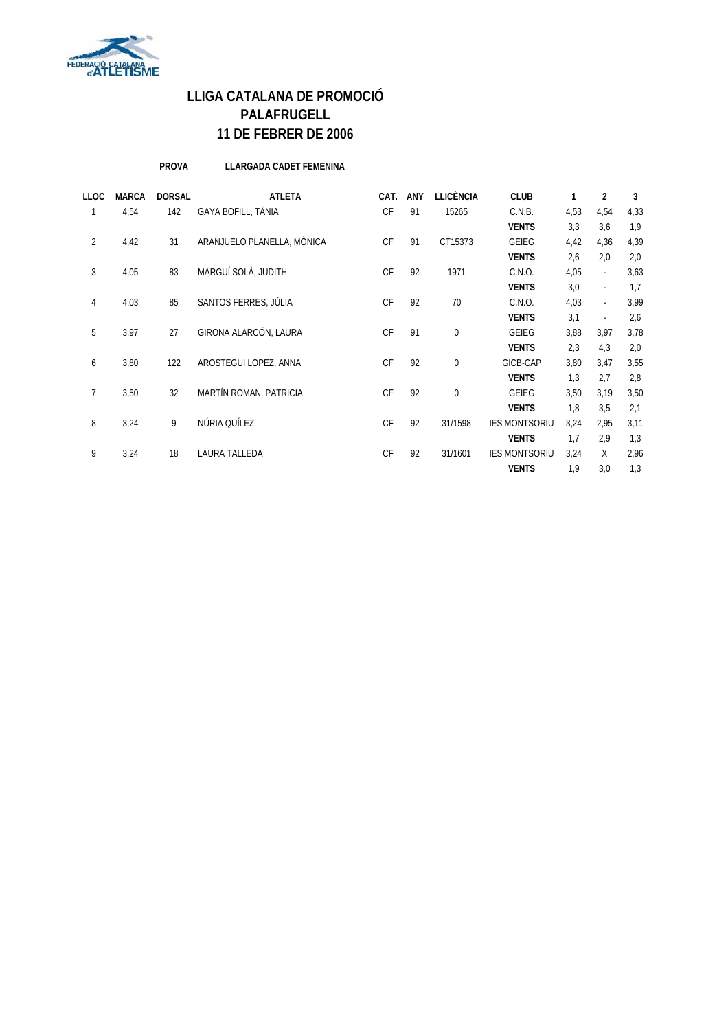# LLIGA CATALANA DE PROMOCIÓ
## PALAFRUGELL
## 11 DE FEBRER DE 2006

**PROVA** **LLARGADA CADET FEMENINA**

| LLOC | MARCA | DORSAL | ATLETA | CAT. | ANY | LLICÈNCIA | CLUB | 1 | 2 | 3 |
|---|---|---|---|---|---|---|---|---|---|---|
| 1 | 4,54 | 142 | GAYA BOFILL, TÀNIA | CF | 91 | 15265 | C.N.B. | 4,53 | 4,54 | 4,33 |
| | | | | | | | **VENTS** | 3,3 | 3,6 | 1,9 |
| 2 | 4,42 | 31 | ARANJUELO PLANELLA, MÒNICA | CF | 91 | CT15373 | GEIEG | 4,42 | 4,36 | 4,39 |
| | | | | | | | **VENTS** | 2,6 | 2,0 | 2,0 |
| 3 | 4,05 | 83 | MARGUÍ SOLÀ, JUDITH | CF | 92 | 1971 | C.N.O. | 4,05 | - | 3,63 |
| | | | | | | | **VENTS** | 3,0 | - | 1,7 |
| 4 | 4,03 | 85 | SANTOS FERRES, JÚLIA | CF | 92 | 70 | C.N.O. | 4,03 | - | 3,99 |
| | | | | | | | **VENTS** | 3,1 | - | 2,6 |
| 5 | 3,97 | 27 | GIRONA ALARCÓN, LAURA | CF | 91 | 0 | GEIEG | 3,88 | 3,97 | 3,78 |
| | | | | | | | **VENTS** | 2,3 | 4,3 | 2,0 |
| 6 | 3,80 | 122 | AROSTEGUI LOPEZ, ANNA | CF | 92 | 0 | GICB-CAP | 3,80 | 3,47 | 3,55 |
| | | | | | | | **VENTS** | 1,3 | 2,7 | 2,8 |
| 7 | 3,50 | 32 | MARTÍN ROMAN, PATRICIA | CF | 92 | 0 | GEIEG | 3,50 | 3,19 | 3,50 |
| | | | | | | | **VENTS** | 1,8 | 3,5 | 2,1 |
| 8 | 3,24 | 9 | NÚRIA QUÍLEZ | CF | 92 | 31/1598 | IES MONTSORIU | 3,24 | 2,95 | 3,11 |
| | | | | | | | **VENTS** | 1,7 | 2,9 | 1,3 |
| 9 | 3,24 | 18 | LAURA TALLEDA | CF | 92 | 31/1601 | IES MONTSORIU | 3,24 | X | 2,96 |
| | | | | | | | **VENTS** | 1,9 | 3,0 | 1,3 |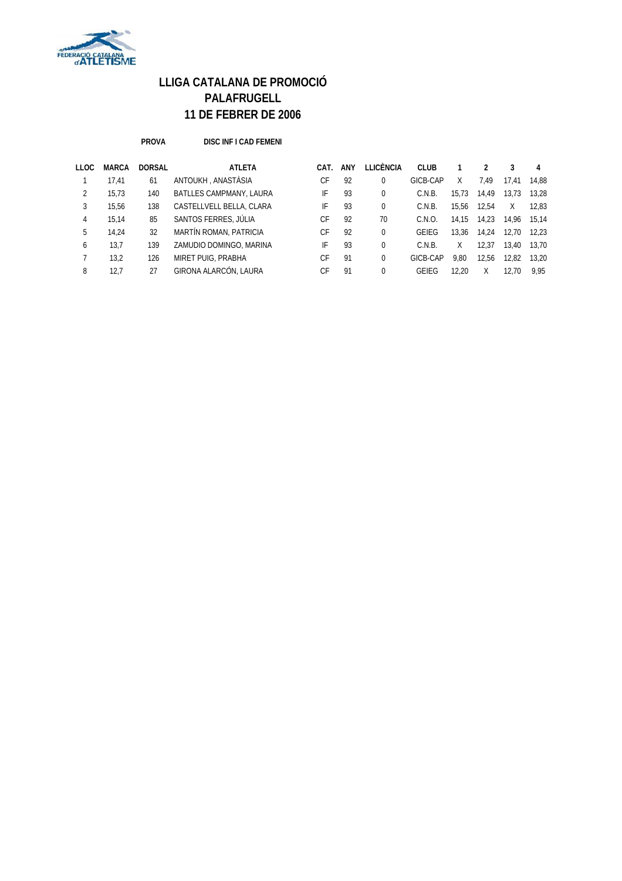# LLIGA CATALANA DE PROMOCIÓ
# PALAFRUGELL
# 11 DE FEBRER DE 2006

**PROVA** **DISC INF I CAD FEMENI**

| LLOC | MARCA | DORSAL | ATLETA | CAT. | ANY | LLICÈNCIA | CLUB | 1 | 2 | 3 | 4 |
|---|---|---|---|---|---|---|---|---|---|---|---|
| 1 | 17,41 | 61 | ANTOUKH , ANASTÀSIA | CF | 92 | 0 | GICB-CAP | X | 7,49 | 17,41 | 14,88 |
| 2 | 15,73 | 140 | BATLLES CAMPMANY, LAURA | IF | 93 | 0 | C.N.B. | 15,73 | 14,49 | 13,73 | 13,28 |
| 3 | 15,56 | 138 | CASTELLVELL BELLA, CLARA | IF | 93 | 0 | C.N.B. | 15,56 | 12,54 | X | 12,83 |
| 4 | 15,14 | 85 | SANTOS FERRES, JÚLIA | CF | 92 | 70 | C.N.O. | 14,15 | 14,23 | 14,96 | 15,14 |
| 5 | 14,24 | 32 | MARTÍN ROMAN, PATRICIA | CF | 92 | 0 | GEIEG | 13,36 | 14,24 | 12,70 | 12,23 |
| 6 | 13,7 | 139 | ZAMUDIO DOMINGO, MARINA | IF | 93 | 0 | C.N.B. | X | 12,37 | 13,40 | 13,70 |
| 7 | 13,2 | 126 | MIRET PUIG, PRABHA | CF | 91 | 0 | GICB-CAP | 9,80 | 12,56 | 12,82 | 13,20 |
| 8 | 12,7 | 27 | GIRONA ALARCÓN, LAURA | CF | 91 | 0 | GEIEG | 12,20 | X | 12,70 | 9,95 |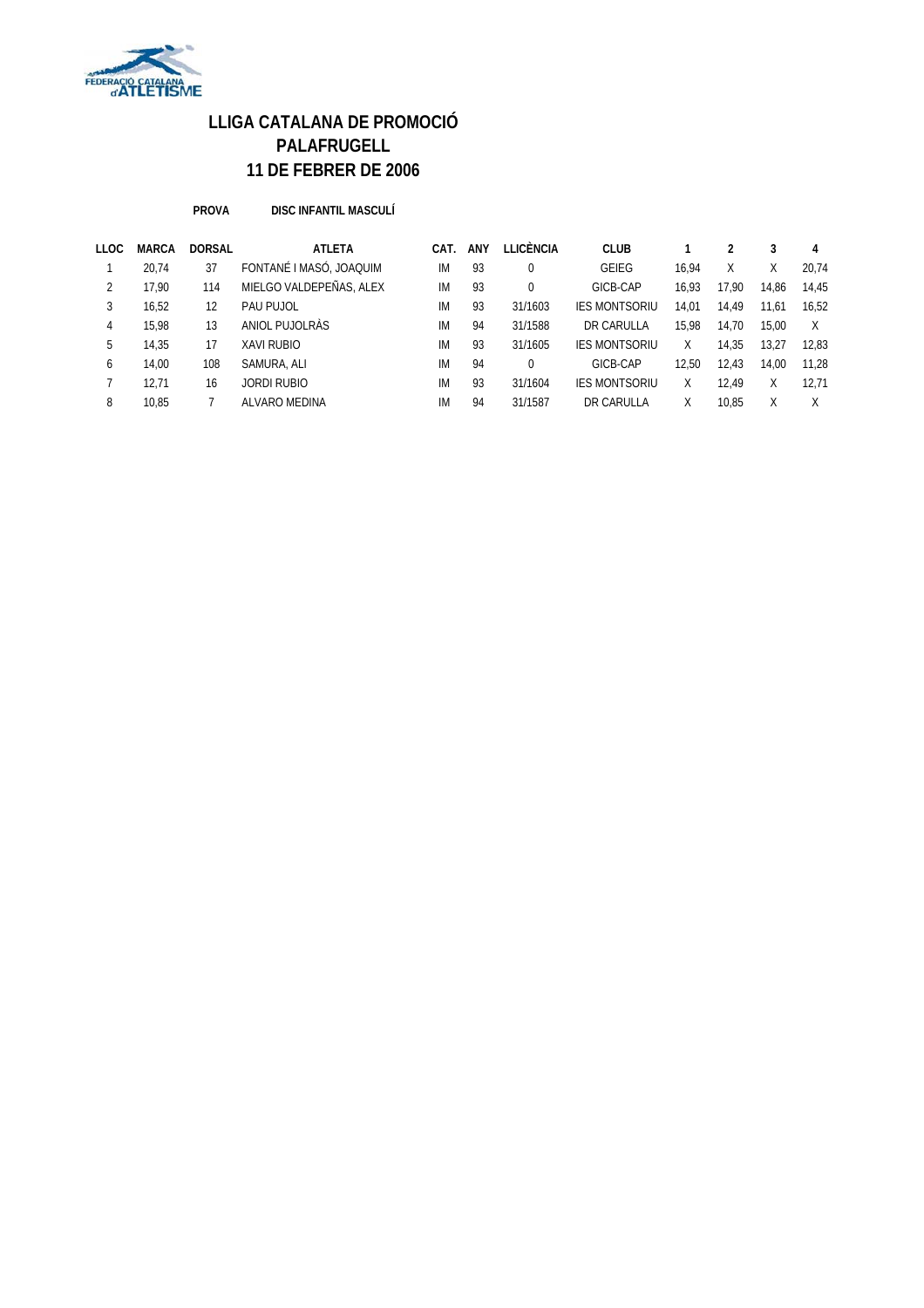# LLIGA CATALANA DE PROMOCIÓ
## PALAFRUGELL
## 11 DE FEBRER DE 2006

**PROVA** **DISC INFANTIL MASCULÍ**

| LLOC | MARCA | DORSAL | ATLETA | CAT. | ANY | LLICÈNCIA | CLUB | 1 | 2 | 3 | 4 |
|---|---|---|---|---|---|---|---|---|---|---|---|
| 1 | 20,74 | 37 | FONTANÉ I MASÓ, JOAQUIM | IM | 93 | 0 | GEIEG | 16,94 | X | X | 20,74 |
| 2 | 17,90 | 114 | MIELGO VALDEPEÑAS, ALEX | IM | 93 | 0 | GICB-CAP | 16,93 | 17,90 | 14,86 | 14,45 |
| 3 | 16,52 | 12 | PAU PUJOL | IM | 93 | 31/1603 | IES MONTSORIU | 14,01 | 14,49 | 11,61 | 16,52 |
| 4 | 15,98 | 13 | ANIOL PUJOLRÀS | IM | 94 | 31/1588 | DR CARULLA | 15,98 | 14,70 | 15,00 | X |
| 5 | 14,35 | 17 | XAVI RUBIO | IM | 93 | 31/1605 | IES MONTSORIU | X | 14,35 | 13,27 | 12,83 |
| 6 | 14,00 | 108 | SAMURA, ALI | IM | 94 | 0 | GICB-CAP | 12,50 | 12,43 | 14,00 | 11,28 |
| 7 | 12,71 | 16 | JORDI RUBIO | IM | 93 | 31/1604 | IES MONTSORIU | X | 12,49 | X | 12,71 |
| 8 | 10,85 | 7 | ALVARO MEDINA | IM | 94 | 31/1587 | DR CARULLA | X | 10,85 | X | X |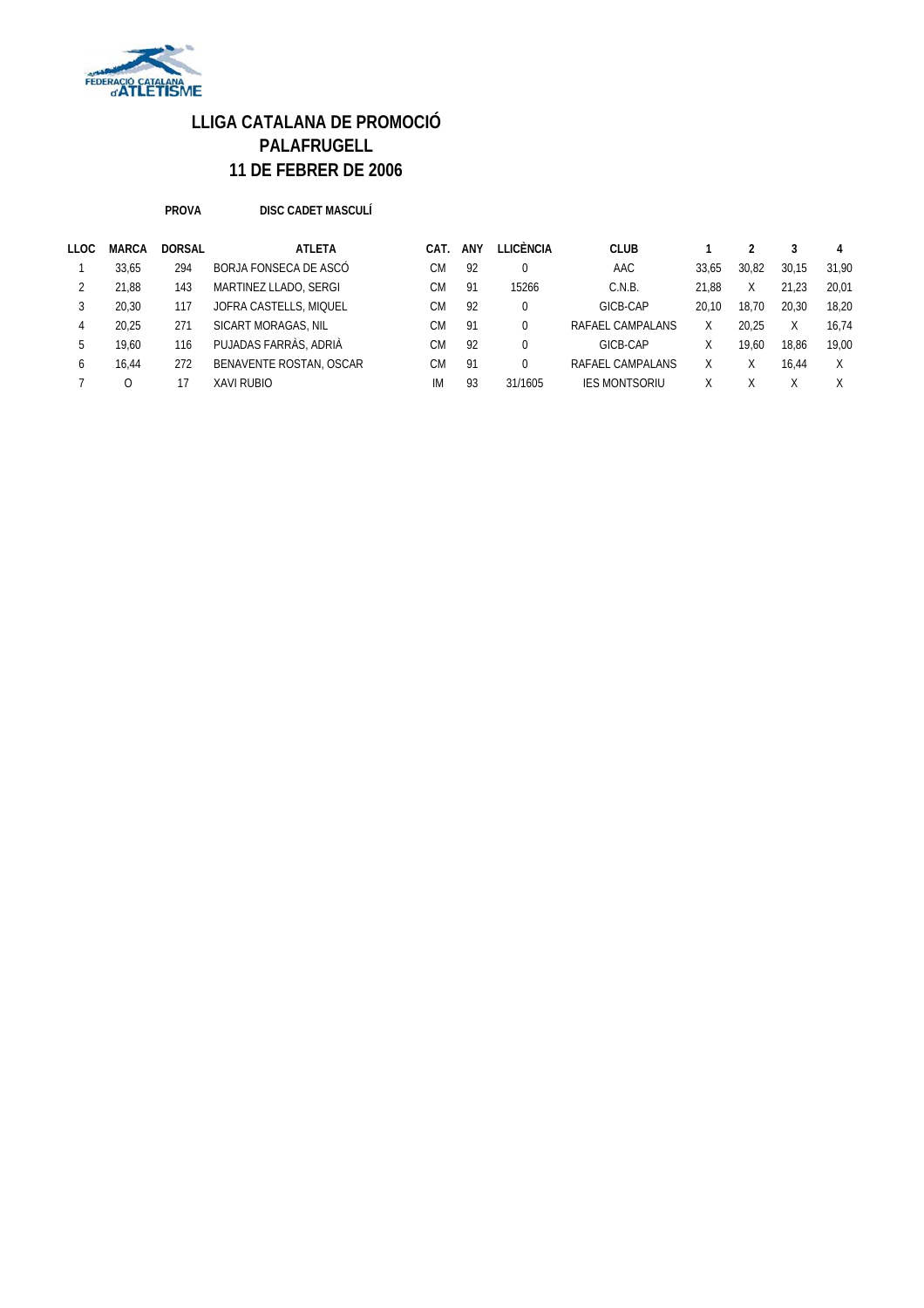FEDERACIÓ CATALANA d'ATLETISME

# LLIGA CATALANA DE PROMOCIÓ
## PALAFRUGELL
## 11 DE FEBRER DE 2006

**PROVA** **DISC CADET MASCULÍ**

| LLOC | MARCA | DORSAL | ATLETA | CAT. | ANY | LLICÈNCIA | CLUB | 1 | 2 | 3 | 4 |
|---|---|---|---|---|---|---|---|---|---|---|---|
| 1 | 33,65 | 294 | BORJA FONSECA DE ASCÓ | CM | 92 | 0 | AAC | 33,65 | 30,82 | 30,15 | 31,90 |
| 2 | 21,88 | 143 | MARTINEZ LLADO, SERGI | CM | 91 | 15266 | C.N.B. | 21,88 | X | 21,23 | 20,01 |
| 3 | 20,30 | 117 | JOFRA CASTELLS, MIQUEL | CM | 92 | 0 | GICB-CAP | 20,10 | 18,70 | 20,30 | 18,20 |
| 4 | 20,25 | 271 | SICART MORAGAS, NIL | CM | 91 | 0 | RAFAEL CAMPALANS | X | 20,25 | X | 16,74 |
| 5 | 19,60 | 116 | PUJADAS FARRÀS, ADRIÀ | CM | 92 | 0 | GICB-CAP | X | 19,60 | 18,86 | 19,00 |
| 6 | 16,44 | 272 | BENAVENTE ROSTAN, OSCAR | CM | 91 | 0 | RAFAEL CAMPALANS | X | X | 16,44 | X |
| 7 | O | 17 | XAVI RUBIO | IM | 93 | 31/1605 | IES MONTSORIU | X | X | X | X |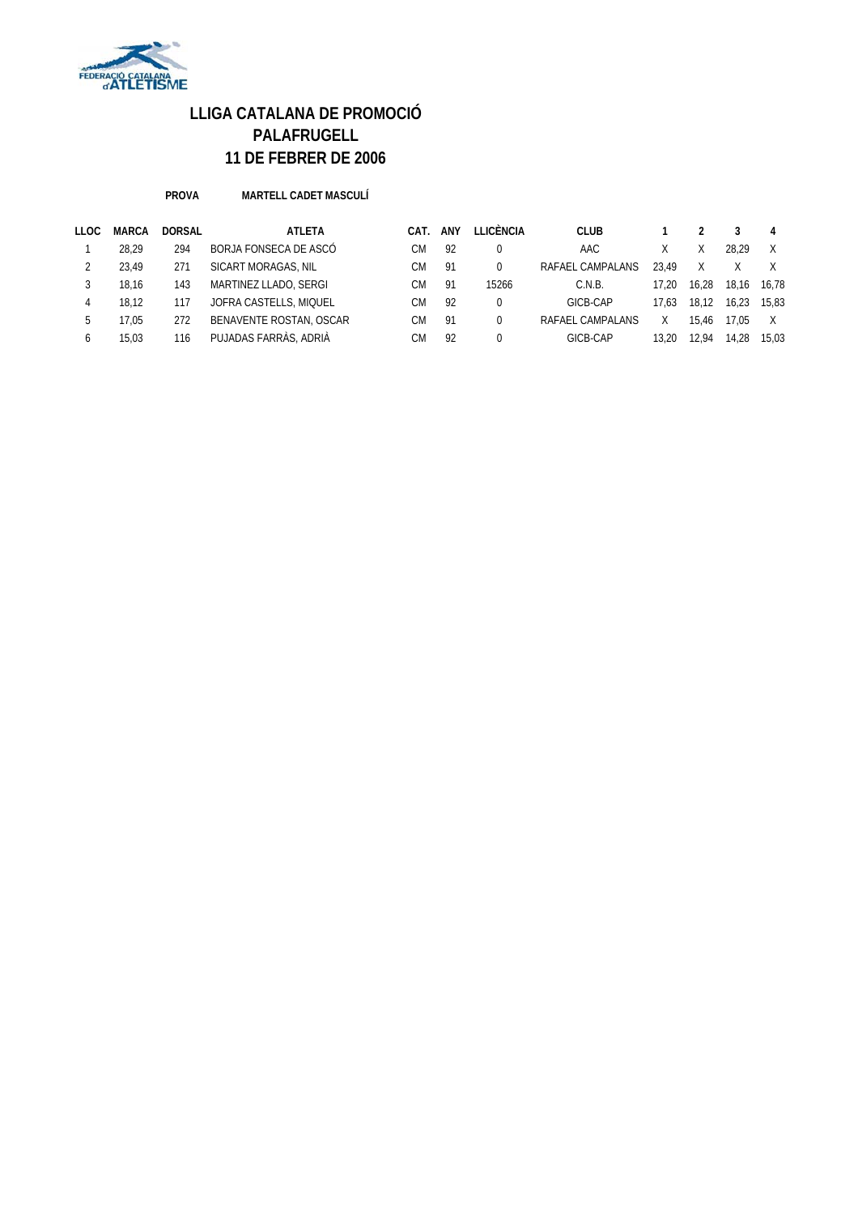# LLIGA CATALANA DE PROMOCIÓ
## PALAFRUGELL
## 11 DE FEBRER DE 2006

**PROVA** **MARTELL CADET MASCULÍ**

| LLOC | MARCA | DORSAL | ATLETA | CAT. | ANY | LLICÈNCIA | CLUB | 1 | 2 | 3 | 4 |
|---|---|---|---|---|---|---|---|---|---|---|---|
| 1 | 28,29 | 294 | BORJA FONSECA DE ASCÓ | CM | 92 | 0 | AAC | X | X | 28,29 | X |
| 2 | 23,49 | 271 | SICART MORAGAS, NIL | CM | 91 | 0 | RAFAEL CAMPALANS | 23,49 | X | X | X |
| 3 | 18,16 | 143 | MARTINEZ LLADO, SERGI | CM | 91 | 15266 | C.N.B. | 17,20 | 16,28 | 18,16 | 16,78 |
| 4 | 18,12 | 117 | JOFRA CASTELLS, MIQUEL | CM | 92 | 0 | GICB-CAP | 17,63 | 18,12 | 16,23 | 15,83 |
| 5 | 17,05 | 272 | BENAVENTE ROSTAN, OSCAR | CM | 91 | 0 | RAFAEL CAMPALANS | X | 15,46 | 17,05 | X |
| 6 | 15,03 | 116 | PUJADAS FARRÀS, ADRIÀ | CM | 92 | 0 | GICB-CAP | 13,20 | 12,94 | 14,28 | 15,03 |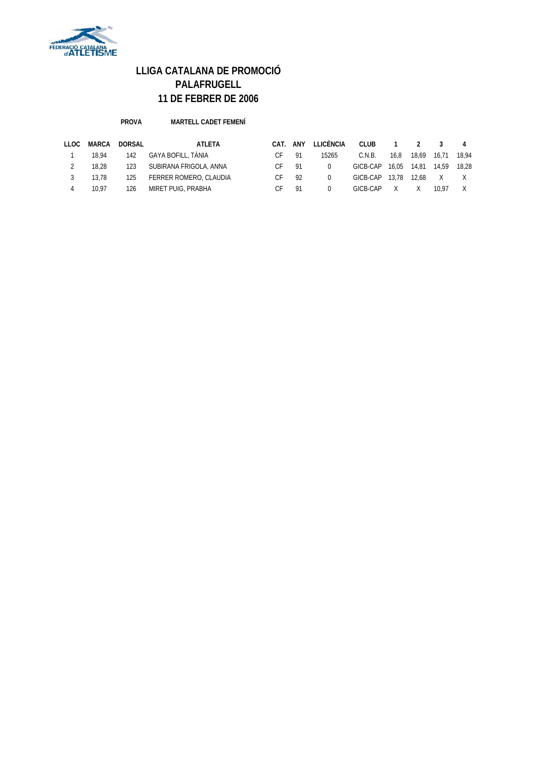# LLIGA CATALANA DE PROMOCIÓ
# PALAFRUGELL
# 11 DE FEBRER DE 2006

**PROVA** **MARTELL CADET FEMENÍ**

| LLOC | MARCA | DORSAL | ATLETA | CAT. | ANY | LLICÈNCIA | CLUB | 1 | 2 | 3 | 4 |
|---|---|---|---|---|---|---|---|---|---|---|---|
| 1 | 18,94 | 142 | GAYA BOFILL, TÀNIA | CF | 91 | 15265 | C.N.B. | 16,8 | 18,69 | 16,71 | 18,94 |
| 2 | 18,28 | 123 | SUBIRANA FRIGOLA, ANNA | CF | 91 | 0 | GICB-CAP | 16,05 | 14,81 | 14,59 | 18,28 |
| 3 | 13,78 | 125 | FERRER ROMERO, CLAUDIA | CF | 92 | 0 | GICB-CAP | 13,78 | 12,68 | X | X |
| 4 | 10,97 | 126 | MIRET PUIG, PRABHA | CF | 91 | 0 | GICB-CAP | X | X | 10,97 | X |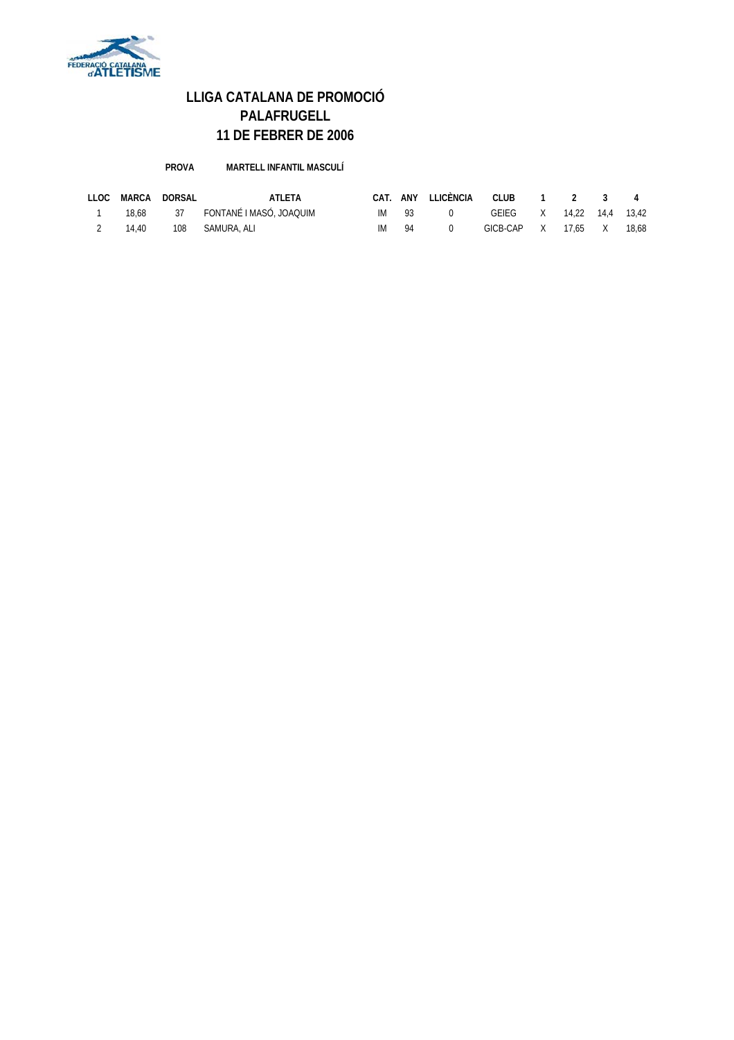# LLIGA CATALANA DE PROMOCIÓ
# PALAFRUGELL
# 11 DE FEBRER DE 2006

**PROVA** **MARTELL INFANTIL MASCULÍ**

| LLOC | MARCA | DORSAL | ATLETA | CAT. | ANY | LLICÈNCIA | CLUB | 1 | 2 | 3 | 4 |
|---|---|---|---|---|---|---|---|---|---|---|---|
| 1 | 18,68 | 37 | FONTANÉ I MASÓ, JOAQUIM | IM | 93 | 0 | GEIEG | X | 14,22 | 14,4 | 13,42 |
| 2 | 14,40 | 108 | SAMURA, ALI | IM | 94 | 0 | GICB-CAP | X | 17,65 | X | 18,68 |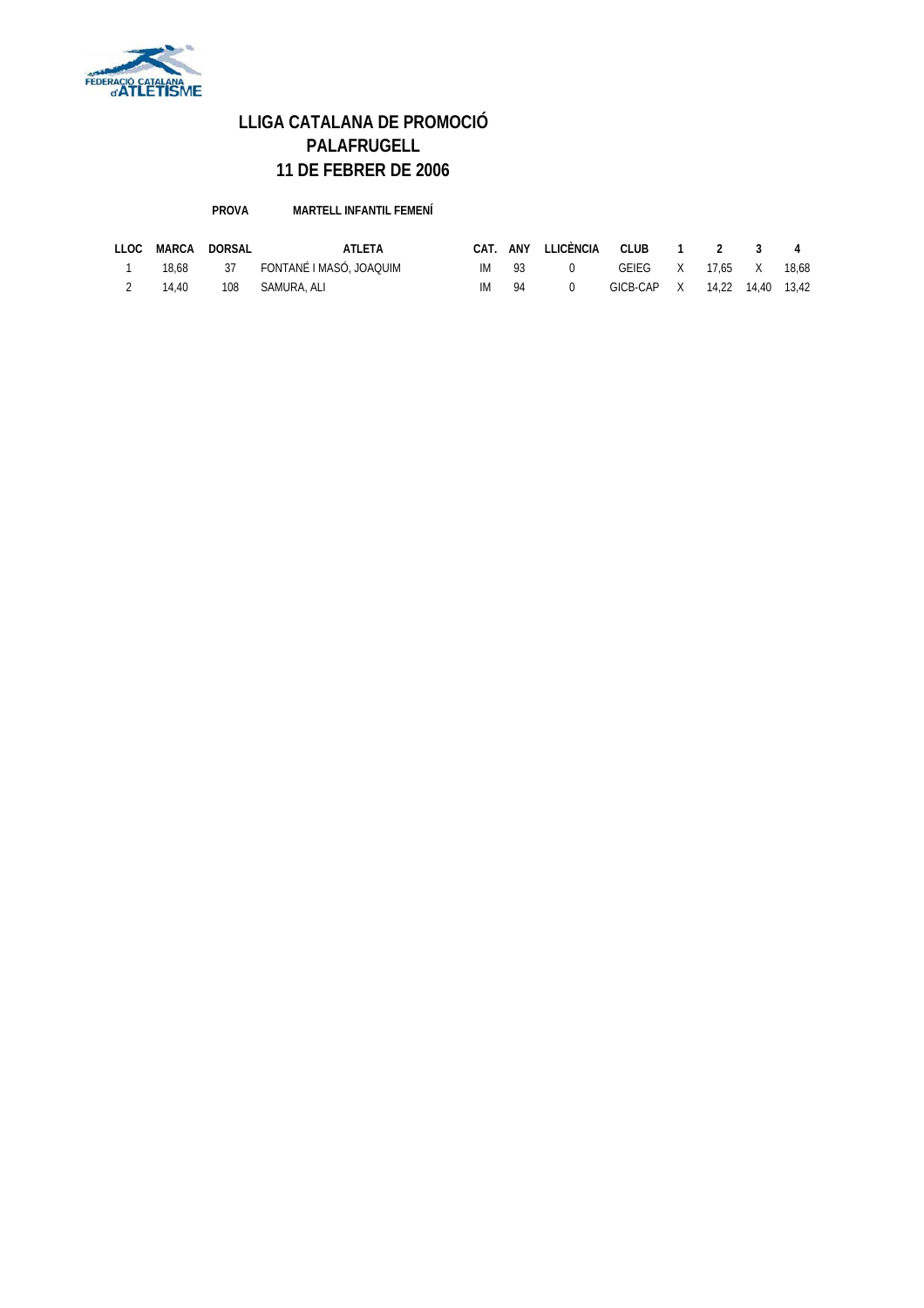# LLIGA CATALANA DE PROMOCIÓ
# PALAFRUGELL
# 11 DE FEBRER DE 2006

**PROVA** **MARTELL INFANTIL FEMENÍ**

| LLOC | MARCA | DORSAL | ATLETA | CAT. | ANY | LLICÈNCIA | CLUB | 1 | 2 | 3 | 4 |
|---|---|---|---|---|---|---|---|---|---|---|---|
| 1 | 18,68 | 37 | FONTANÉ I MASÓ, JOAQUIM | IM | 93 | 0 | GEIEG | X | 17,65 | X | 18,68 |
| 2 | 14,40 | 108 | SAMURA, ALI | IM | 94 | 0 | GICB-CAP | X | 14,22 | 14,40 | 13,42 |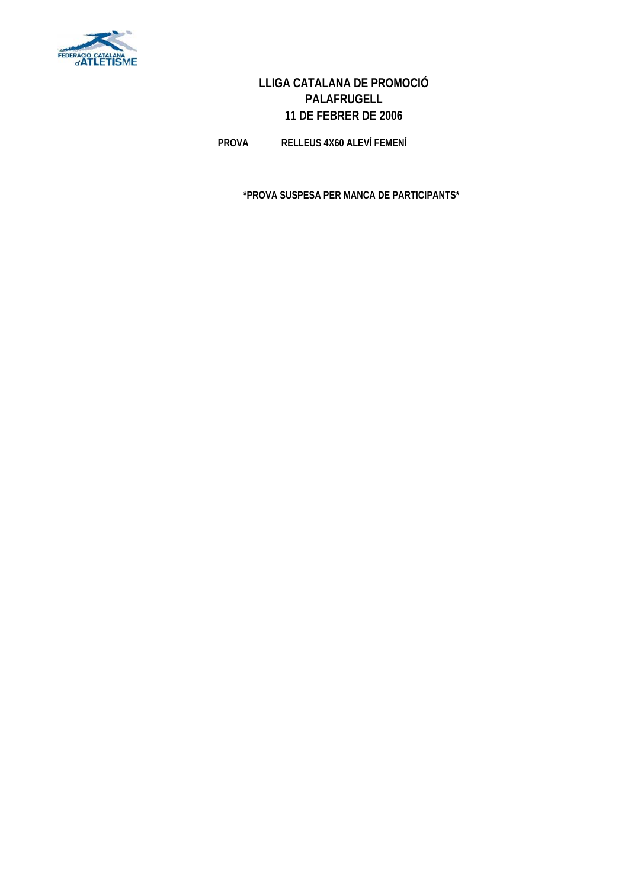# LLIGA CATALANA DE PROMOCIÓ
## PALAFRUGELL
## 11 DE FEBRER DE 2006

**PROVA** **RELLEUS 4X60 ALEVÍ FEMENÍ**

**\*PROVA SUSPESA PER MANCA DE PARTICIPANTS\***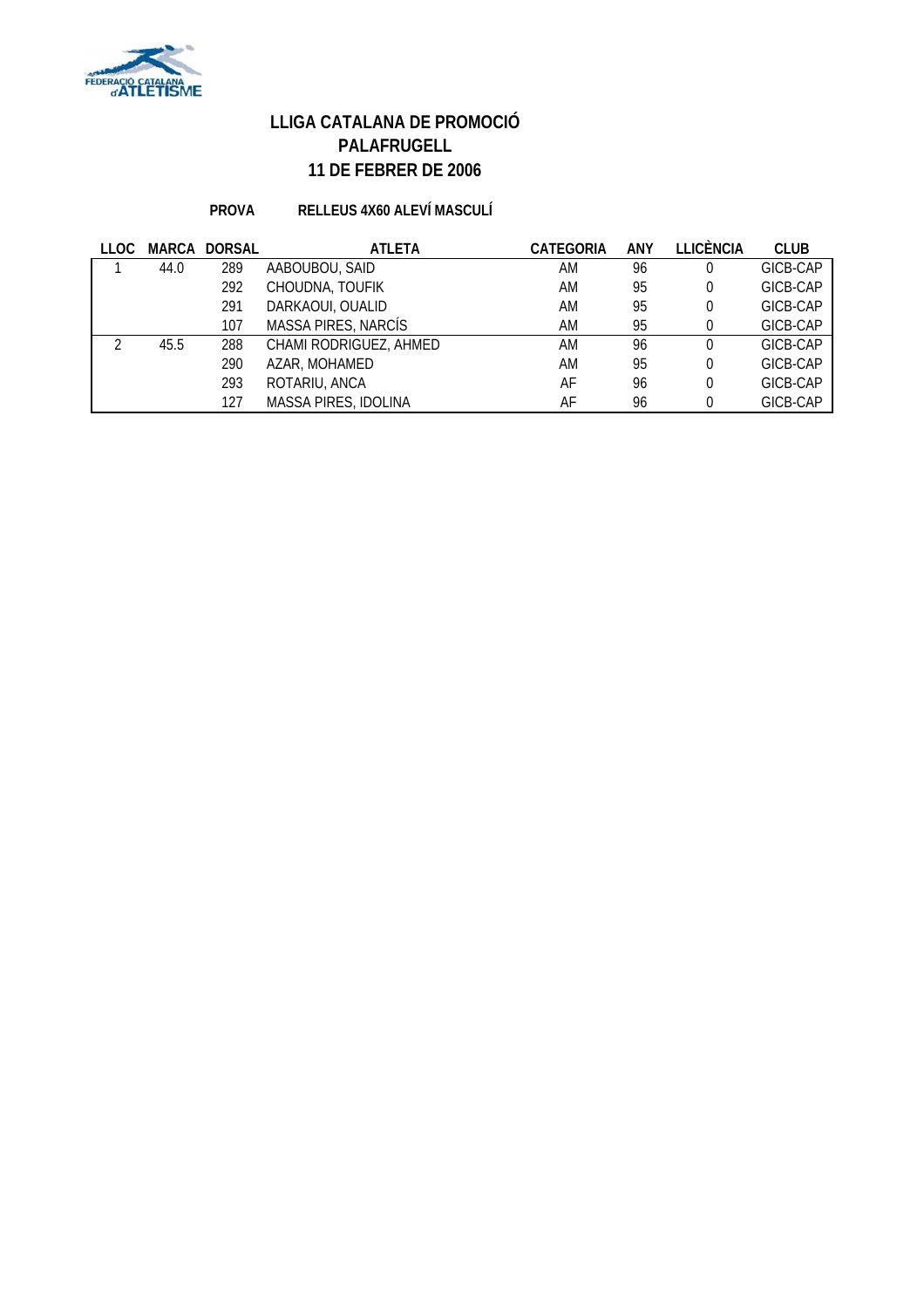# LLIGA CATALANA DE PROMOCIÓ
## PALAFRUGELL
## 11 DE FEBRER DE 2006

**PROVA** **RELLEUS 4X60 ALEVÍ MASCULÍ**

| LLOC | MARCA | DORSAL | ATLETA | CATEGORIA | ANY | LLICÈNCIA | CLUB |
|---|---|---|---|---|---|---|---|
| 1 | 44.0 | 289 | AABOUBOU, SAID | AM | 96 | 0 | GICB-CAP |
| | | 292 | CHOUDNA, TOUFIK | AM | 95 | 0 | GICB-CAP |
| | | 291 | DARKAOUI, OUALID | AM | 95 | 0 | GICB-CAP |
| | | 107 | MASSA PIRES, NARCÍS | AM | 95 | 0 | GICB-CAP |
| 2 | 45.5 | 288 | CHAMI RODRIGUEZ, AHMED | AM | 96 | 0 | GICB-CAP |
| | | 290 | AZAR, MOHAMED | AM | 95 | 0 | GICB-CAP |
| | | 293 | ROTARIU, ANCA | AF | 96 | 0 | GICB-CAP |
| | | 127 | MASSA PIRES, IDOLINA | AF | 96 | 0 | GICB-CAP |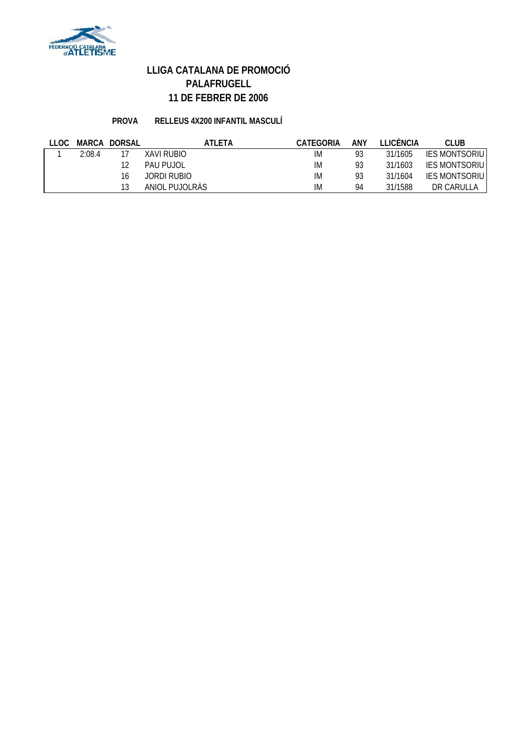# LLIGA CATALANA DE PROMOCIÓ
# PALAFRUGELL
# 11 DE FEBRER DE 2006

**PROVA** **RELLEUS 4X200 INFANTIL MASCULÍ**

| LLOC | MARCA | DORSAL | ATLETA | CATEGORIA | ANY | LLICÈNCIA | CLUB |
|---|---|---|---|---|---|---|---|
| 1 | 2:08.4 | 17 | XAVI RUBIO | IM | 93 | 31/1605 | IES MONTSORIU |
| | | 12 | PAU PUJOL | IM | 93 | 31/1603 | IES MONTSORIU |
| | | 16 | JORDI RUBIO | IM | 93 | 31/1604 | IES MONTSORIU |
| | | 13 | ANIOL PUJOLRÀS | IM | 94 | 31/1588 | DR CARULLA |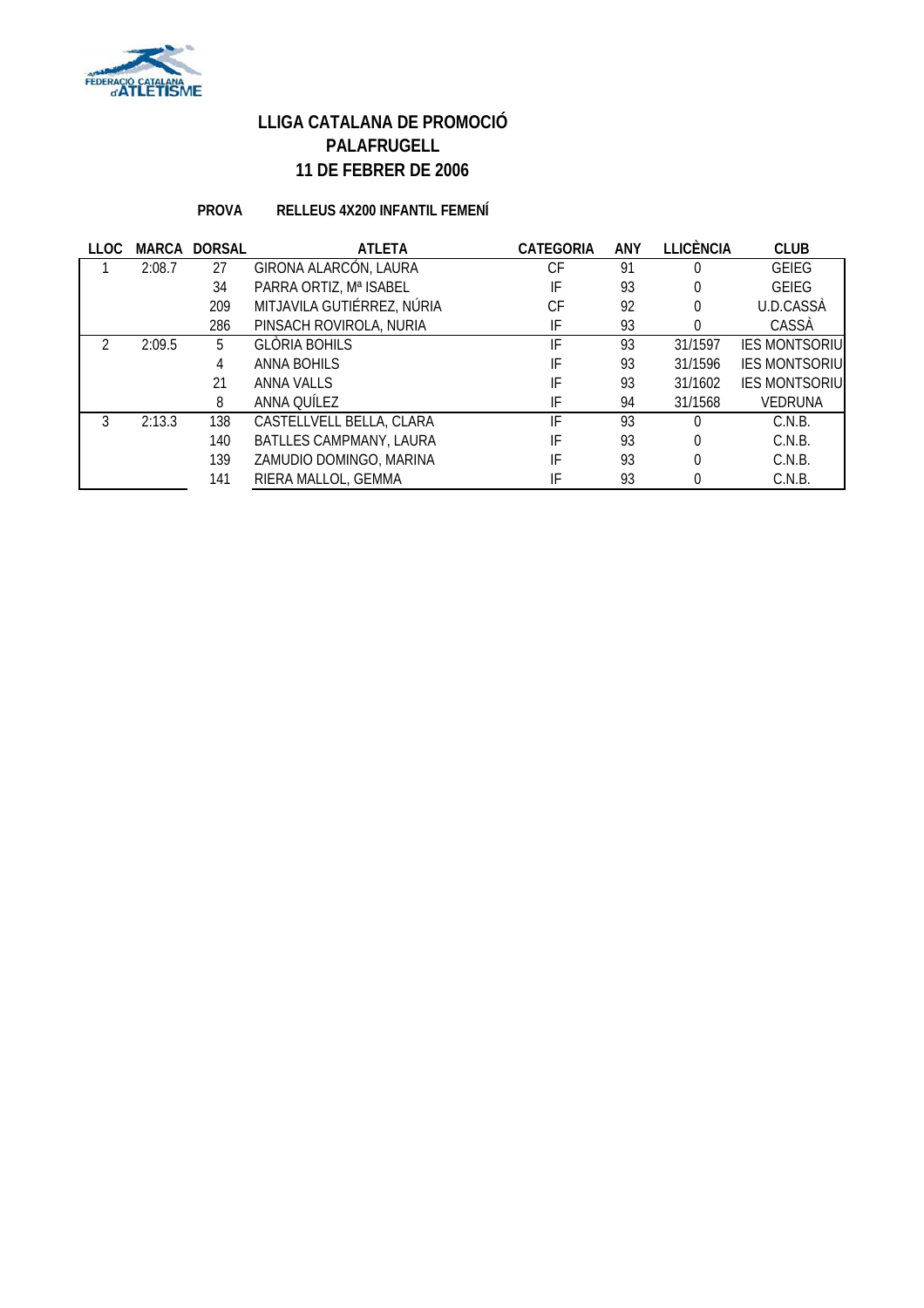# LLIGA CATALANA DE PROMOCIÓ
# PALAFRUGELL
# 11 DE FEBRER DE 2006

**PROVA** **RELLEUS 4X200 INFANTIL FEMENÍ**

| LLOC | MARCA | DORSAL | ATLETA | CATEGORIA | ANY | LLICÈNCIA | CLUB |
|---|---|---|---|---|---|---|---|
| 1 | 2:08.7 | 27 | GIRONA ALARCÓN, LAURA | CF | 91 | 0 | GEIEG |
| | | 34 | PARRA ORTIZ, Mª ISABEL | IF | 93 | 0 | GEIEG |
| | | 209 | MITJAVILA GUTIÉRREZ, NÚRIA | CF | 92 | 0 | U.D.CASSÀ |
| | | 286 | PINSACH ROVIROLA, NURIA | IF | 93 | 0 | CASSÀ |
| 2 | 2:09.5 | 5 | GLÒRIA BOHILS | IF | 93 | 31/1597 | IES MONTSORIU |
| | | 4 | ANNA BOHILS | IF | 93 | 31/1596 | IES MONTSORIU |
| | | 21 | ANNA VALLS | IF | 93 | 31/1602 | IES MONTSORIU |
| | | 8 | ANNA QUÍLEZ | IF | 94 | 31/1568 | VEDRUNA |
| 3 | 2:13.3 | 138 | CASTELLVELL BELLA, CLARA | IF | 93 | 0 | C.N.B. |
| | | 140 | BATLLES CAMPMANY, LAURA | IF | 93 | 0 | C.N.B. |
| | | 139 | ZAMUDIO DOMINGO, MARINA | IF | 93 | 0 | C.N.B. |
| | | 141 | RIERA MALLOL, GEMMA | IF | 93 | 0 | C.N.B. |